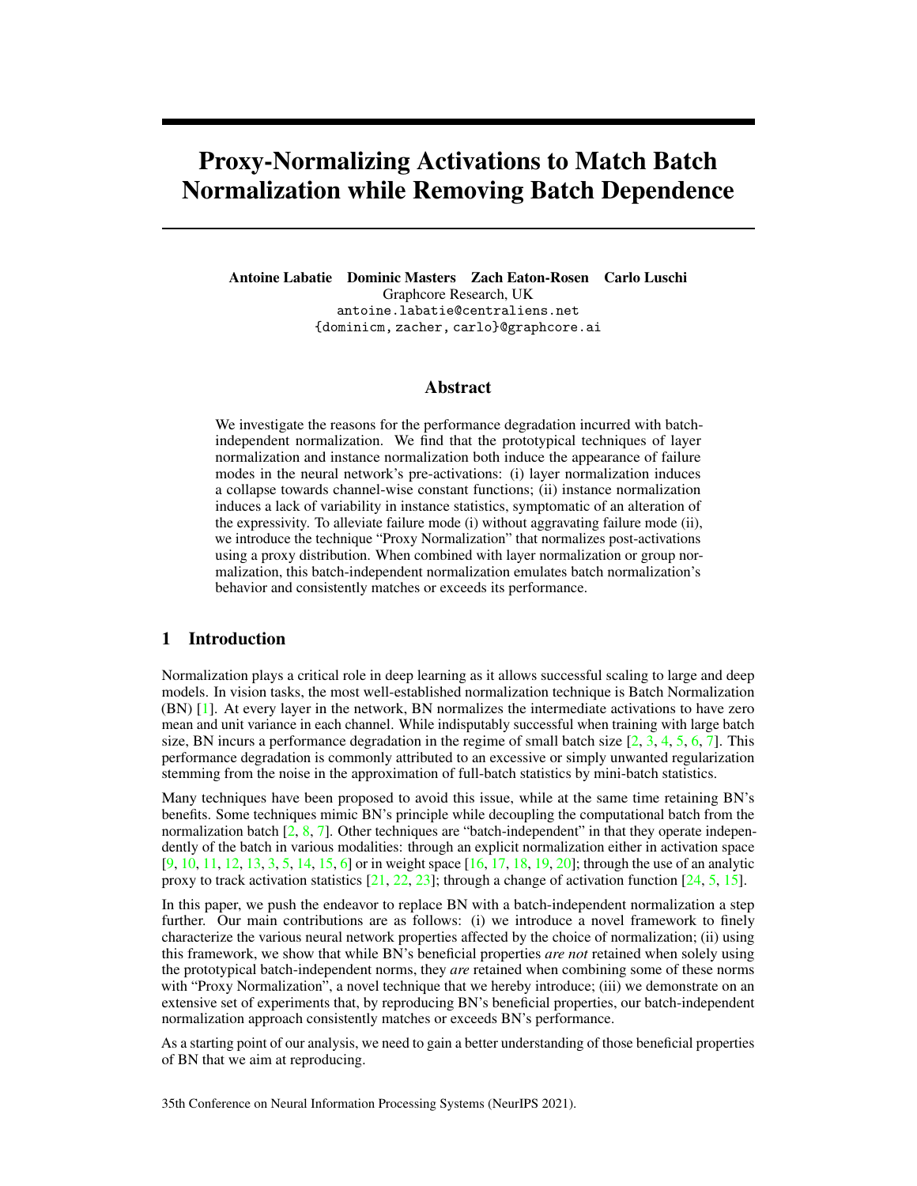# Proxy-Normalizing Activations to Match Batch Normalization while Removing Batch Dependence

**Antoine Labatie   Dominic Masters   Zach Eaton-Rosen   Carlo Luschi**
Graphcore Research, UK
antoine.labatie@centraliens.net
{dominicm, zacher, carlo}@graphcore.ai

## Abstract

We investigate the reasons for the performance degradation incurred with batch-independent normalization. We find that the prototypical techniques of layer normalization and instance normalization both induce the appearance of failure modes in the neural network's pre-activations: (i) layer normalization induces a collapse towards channel-wise constant functions; (ii) instance normalization induces a lack of variability in instance statistics, symptomatic of an alteration of the expressivity. To alleviate failure mode (i) without aggravating failure mode (ii), we introduce the technique "Proxy Normalization" that normalizes post-activations using a proxy distribution. When combined with layer normalization or group normalization, this batch-independent normalization emulates batch normalization's behavior and consistently matches or exceeds its performance.

## 1 Introduction

Normalization plays a critical role in deep learning as it allows successful scaling to large and deep models. In vision tasks, the most well-established normalization technique is Batch Normalization (BN) [1]. At every layer in the network, BN normalizes the intermediate activations to have zero mean and unit variance in each channel. While indisputably successful when training with large batch size, BN incurs a performance degradation in the regime of small batch size [2, 3, 4, 5, 6, 7]. This performance degradation is commonly attributed to an excessive or simply unwanted regularization stemming from the noise in the approximation of full-batch statistics by mini-batch statistics.

Many techniques have been proposed to avoid this issue, while at the same time retaining BN's benefits. Some techniques mimic BN's principle while decoupling the computational batch from the normalization batch [2, 8, 7]. Other techniques are "batch-independent" in that they operate independently of the batch in various modalities: through an explicit normalization either in activation space [9, 10, 11, 12, 13, 3, 5, 14, 15, 6] or in weight space [16, 17, 18, 19, 20]; through the use of an analytic proxy to track activation statistics [21, 22, 23]; through a change of activation function [24, 5, 15].

In this paper, we push the endeavor to replace BN with a batch-independent normalization a step further. Our main contributions are as follows: (i) we introduce a novel framework to finely characterize the various neural network properties affected by the choice of normalization; (ii) using this framework, we show that while BN's beneficial properties *are not* retained when solely using the prototypical batch-independent norms, they *are* retained when combining some of these norms with "Proxy Normalization", a novel technique that we hereby introduce; (iii) we demonstrate on an extensive set of experiments that, by reproducing BN's beneficial properties, our batch-independent normalization approach consistently matches or exceeds BN's performance.

As a starting point of our analysis, we need to gain a better understanding of those beneficial properties of BN that we aim at reproducing.

35th Conference on Neural Information Processing Systems (NeurIPS 2021).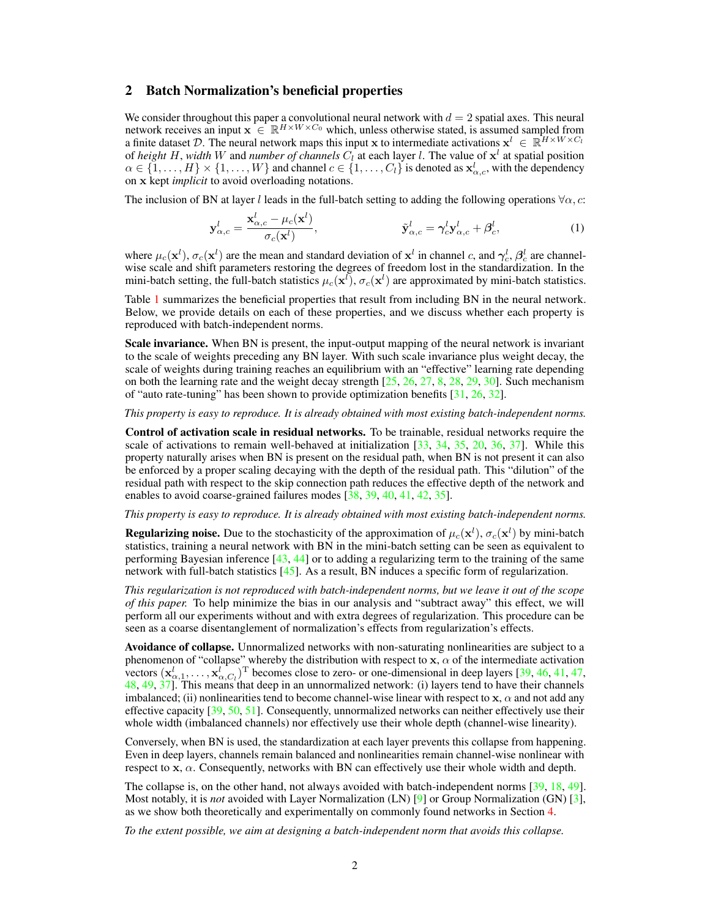## 2 Batch Normalization's beneficial properties

We consider throughout this paper a convolutional neural network with $d = 2$ spatial axes. This neural network receives an input $\mathbf{x} \in \mathbb{R}^{H \times W \times C_0}$ which, unless otherwise stated, is assumed sampled from a finite dataset $\mathcal{D}$. The neural network maps this input $\mathbf{x}$ to intermediate activations $\mathbf{x}^l \in \mathbb{R}^{H \times W \times C_l}$ of *height* $H$, *width* $W$ and *number of channels* $C_l$ at each layer $l$. The value of $\mathbf{x}^l$ at spatial position $\alpha \in \{1, \dots, H\} \times \{1, \dots, W\}$ and channel $c \in \{1, \dots, C_l\}$ is denoted as $\mathbf{x}^l_{\alpha,c}$, with the dependency on $\mathbf{x}$ kept *implicit* to avoid overloading notations.

The inclusion of BN at layer $l$ leads in the full-batch setting to adding the following operations $\forall \alpha, c$:

$$\mathbf{y}^l_{\alpha,c} = \frac{\mathbf{x}^l_{\alpha,c} - \mu_c(\mathbf{x}^l)}{\sigma_c(\mathbf{x}^l)}, \qquad \tilde{\mathbf{y}}^l_{\alpha,c} = \boldsymbol{\gamma}^l_c \mathbf{y}^l_{\alpha,c} + \boldsymbol{\beta}^l_c, \tag{1}$$

where $\mu_c(\mathbf{x}^l)$, $\sigma_c(\mathbf{x}^l)$ are the mean and standard deviation of $\mathbf{x}^l$ in channel $c$, and $\boldsymbol{\gamma}^l_c, \boldsymbol{\beta}^l_c$ are channel-wise scale and shift parameters restoring the degrees of freedom lost in the standardization. In the mini-batch setting, the full-batch statistics $\mu_c(\mathbf{x}^l)$, $\sigma_c(\mathbf{x}^l)$ are approximated by mini-batch statistics.

Table 1 summarizes the beneficial properties that result from including BN in the neural network. Below, we provide details on each of these properties, and we discuss whether each property is reproduced with batch-independent norms.

**Scale invariance.** When BN is present, the input-output mapping of the neural network is invariant to the scale of weights preceding any BN layer. With such scale invariance plus weight decay, the scale of weights during training reaches an equilibrium with an "effective" learning rate depending on both the learning rate and the weight decay strength [25, 26, 27, 8, 28, 29, 30]. Such mechanism of "auto rate-tuning" has been shown to provide optimization benefits [31, 26, 32].

*This property is easy to reproduce. It is already obtained with most existing batch-independent norms.*

**Control of activation scale in residual networks.** To be trainable, residual networks require the scale of activations to remain well-behaved at initialization [33, 34, 35, 20, 36, 37]. While this property naturally arises when BN is present on the residual path, when BN is not present it can also be enforced by a proper scaling decaying with the depth of the residual path. This "dilution" of the residual path with respect to the skip connection path reduces the effective depth of the network and enables to avoid coarse-grained failures modes [38, 39, 40, 41, 42, 35].

*This property is easy to reproduce. It is already obtained with most existing batch-independent norms.*

**Regularizing noise.** Due to the stochasticity of the approximation of $\mu_c(\mathbf{x}^l)$, $\sigma_c(\mathbf{x}^l)$ by mini-batch statistics, training a neural network with BN in the mini-batch setting can be seen as equivalent to performing Bayesian inference [43, 44] or to adding a regularizing term to the training of the same network with full-batch statistics [45]. As a result, BN induces a specific form of regularization.

*This regularization is not reproduced with batch-independent norms, but we leave it out of the scope of this paper.* To help minimize the bias in our analysis and "subtract away" this effect, we will perform all our experiments without and with extra degrees of regularization. This procedure can be seen as a coarse disentanglement of normalization's effects from regularization's effects.

**Avoidance of collapse.** Unnormalized networks with non-saturating nonlinearities are subject to a phenomenon of "collapse" whereby the distribution with respect to $\mathbf{x}$, $\alpha$ of the intermediate activation vectors $(\mathbf{x}^l_{\alpha,1}, \dots, \mathbf{x}^l_{\alpha,C_l})^{\mathrm{T}}$ becomes close to zero- or one-dimensional in deep layers [39, 46, 41, 47, 48, 49, 37]. This means that deep in an unnormalized network: (i) layers tend to have their channels imbalanced; (ii) nonlinearities tend to become channel-wise linear with respect to $\mathbf{x}$, $\alpha$ and not add any effective capacity [39, 50, 51]. Consequently, unnormalized networks can neither effectively use their whole width (imbalanced channels) nor effectively use their whole depth (channel-wise linearity).

Conversely, when BN is used, the standardization at each layer prevents this collapse from happening. Even in deep layers, channels remain balanced and nonlinearities remain channel-wise nonlinear with respect to $\mathbf{x}$, $\alpha$. Consequently, networks with BN can effectively use their whole width and depth.

The collapse is, on the other hand, not always avoided with batch-independent norms [39, 18, 49]. Most notably, it is *not* avoided with Layer Normalization (LN) [9] or Group Normalization (GN) [3], as we show both theoretically and experimentally on commonly found networks in Section 4.

*To the extent possible, we aim at designing a batch-independent norm that avoids this collapse.*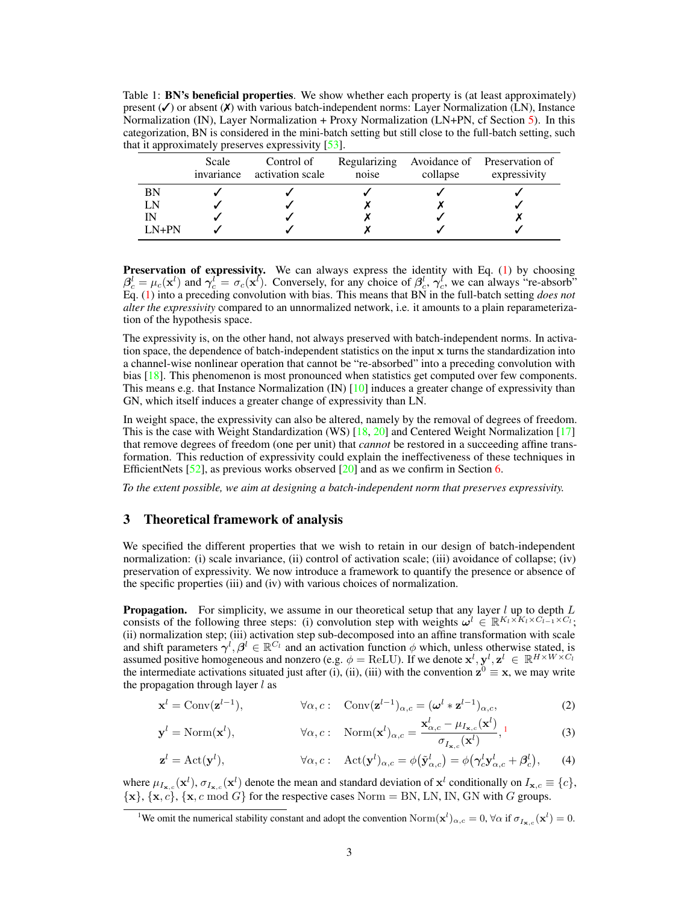Table 1: **BN's beneficial properties**. We show whether each property is (at least approximately) present (✓) or absent (✗) with various batch-independent norms: Layer Normalization (LN), Instance Normalization (IN), Layer Normalization + Proxy Normalization (LN+PN, cf Section 5). In this categorization, BN is considered in the mini-batch setting but still close to the full-batch setting, such that it approximately preserves expressivity [53].

| | Scale invariance | Control of activation scale | Regularizing noise | Avoidance of collapse | Preservation of expressivity |
|---|---|---|---|---|---|
| BN | ✓ | ✓ | ✓ | ✓ | ✓ |
| LN | ✓ | ✓ | ✗ | ✗ | ✓ |
| IN | ✓ | ✓ | ✗ | ✓ | ✗ |
| LN+PN | ✓ | ✓ | ✗ | ✓ | ✓ |

**Preservation of expressivity.** We can always express the identity with Eq. (1) by choosing $\beta^l_c = \mu_c(\mathbf{x}^l)$ and $\gamma^l_c = \sigma_c(\mathbf{x}^l)$. Conversely, for any choice of $\beta^l_c$, $\gamma^l_c$, we can always "re-absorb" Eq. (1) into a preceding convolution with bias. This means that BN in the full-batch setting *does not alter the expressivity* compared to an unnormalized network, i.e. it amounts to a plain reparameterization of the hypothesis space.

The expressivity is, on the other hand, not always preserved with batch-independent norms. In activation space, the dependence of batch-independent statistics on the input $\mathbf{x}$ turns the standardization into a channel-wise nonlinear operation that cannot be "re-absorbed" into a preceding convolution with bias [18]. This phenomenon is most pronounced when statistics get computed over few components. This means e.g. that Instance Normalization (IN) [10] induces a greater change of expressivity than GN, which itself induces a greater change of expressivity than LN.

In weight space, the expressivity can also be altered, namely by the removal of degrees of freedom. This is the case with Weight Standardization (WS) [18, 20] and Centered Weight Normalization [17] that remove degrees of freedom (one per unit) that *cannot* be restored in a succeeding affine transformation. This reduction of expressivity could explain the ineffectiveness of these techniques in EfficientNets [52], as previous works observed [20] and as we confirm in Section 6.

*To the extent possible, we aim at designing a batch-independent norm that preserves expressivity.*

## 3 Theoretical framework of analysis

We specified the different properties that we wish to retain in our design of batch-independent normalization: (i) scale invariance, (ii) control of activation scale; (iii) avoidance of collapse; (iv) preservation of expressivity. We now introduce a framework to quantify the presence or absence of the specific properties (iii) and (iv) with various choices of normalization.

**Propagation.** For simplicity, we assume in our theoretical setup that any layer $l$ up to depth $L$ consists of the following three steps: (i) convolution step with weights $\boldsymbol{\omega}^l \in \mathbb{R}^{K_l \times K_l \times C_{l-1} \times C_l}$; (ii) normalization step; (iii) activation step sub-decomposed into an affine transformation with scale and shift parameters $\gamma^l, \beta^l \in \mathbb{R}^{C_l}$ and an activation function $\phi$ which, unless otherwise stated, is assumed positive homogeneous and nonzero (e.g. $\phi = \text{ReLU}$). If we denote $\mathbf{x}^l, \mathbf{y}^l, \mathbf{z}^l \in \mathbb{R}^{H \times W \times C_l}$ the intermediate activations situated just after (i), (ii), (iii) with the convention $\mathbf{z}^0 \equiv \mathbf{x}$, we may write the propagation through layer $l$ as

$$\mathbf{x}^l = \text{Conv}(\mathbf{z}^{l-1}), \qquad \forall \alpha, c: \quad \text{Conv}(\mathbf{z}^{l-1})_{\alpha,c} = (\boldsymbol{\omega}^l * \mathbf{z}^{l-1})_{\alpha,c}, \tag{2}$$

$$\mathbf{y}^l = \text{Norm}(\mathbf{x}^l), \qquad \forall \alpha, c: \quad \text{Norm}(\mathbf{x}^l)_{\alpha,c} = \frac{\mathbf{x}^l_{\alpha,c} - \mu_{I_{\mathbf{x},c}}(\mathbf{x}^l)}{\sigma_{I_{\mathbf{x},c}}(\mathbf{x}^l)}, \text{[1]} \tag{3}$$

$$\mathbf{z}^l = \text{Act}(\mathbf{y}^l), \qquad \forall \alpha, c: \quad \text{Act}(\mathbf{y}^l)_{\alpha,c} = \phi(\tilde{\mathbf{y}}^l_{\alpha,c}) = \phi\big(\gamma^l_c \mathbf{y}^l_{\alpha,c} + \beta^l_c\big), \tag{4}$$

where $\mu_{I_{\mathbf{x},c}}(\mathbf{x}^l)$, $\sigma_{I_{\mathbf{x},c}}(\mathbf{x}^l)$ denote the mean and standard deviation of $\mathbf{x}^l$ conditionally on $I_{\mathbf{x},c} \equiv \{c\}$, $\{\mathbf{x}\}$, $\{\mathbf{x}, c\}$, $\{\mathbf{x}, c \bmod G\}$ for the respective cases $\text{Norm} = \text{BN, LN, IN, GN}$ with $G$ groups.

[1] We omit the numerical stability constant and adopt the convention $\text{Norm}(\mathbf{x}^l)_{\alpha,c} = 0, \forall \alpha$ if $\sigma_{I_{\mathbf{x},c}}(\mathbf{x}^l) = 0$.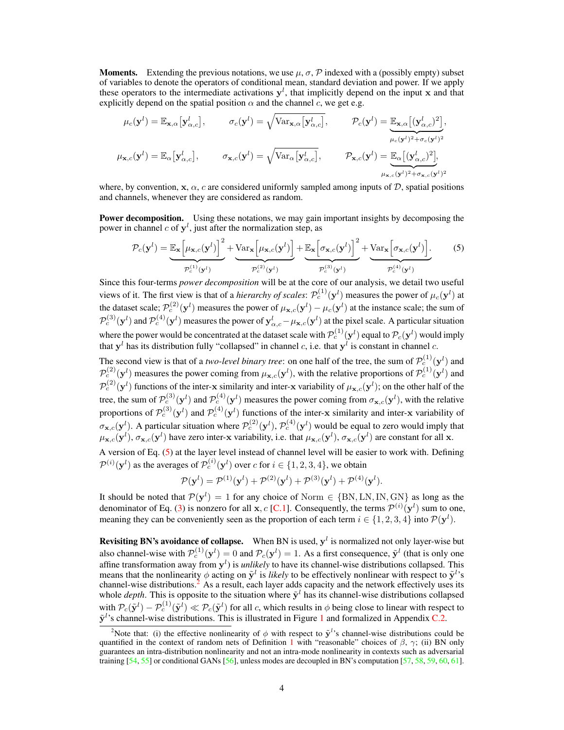**Moments.** Extending the previous notations, we use $\mu$, $\sigma$, $\mathcal{P}$ indexed with a (possibly empty) subset of variables to denote the operators of conditional mean, standard deviation and power. If we apply these operators to the intermediate activations $\mathbf{y}^l$, that implicitly depend on the input $\mathbf{x}$ and that explicitly depend on the spatial position $\alpha$ and the channel $c$, we get e.g.

$$\mu_c(\mathbf{y}^l) = \mathbb{E}_{\mathbf{x},\alpha}\big[\mathbf{y}^l_{\alpha,c}\big], \qquad \sigma_c(\mathbf{y}^l) = \sqrt{\mathrm{Var}_{\mathbf{x},\alpha}\big[\mathbf{y}^l_{\alpha,c}\big]}, \qquad \mathcal{P}_c(\mathbf{y}^l) = \underbrace{\mathbb{E}_{\mathbf{x},\alpha}\big[(\mathbf{y}^l_{\alpha,c})^2\big]}_{\mu_c(\mathbf{y}^l)^2+\sigma_c(\mathbf{y}^l)^2},$$

$$\mu_{\mathbf{x},c}(\mathbf{y}^l) = \mathbb{E}_{\alpha}\big[\mathbf{y}^l_{\alpha,c}\big], \qquad \sigma_{\mathbf{x},c}(\mathbf{y}^l) = \sqrt{\mathrm{Var}_{\alpha}\big[\mathbf{y}^l_{\alpha,c}\big]}, \qquad \mathcal{P}_{\mathbf{x},c}(\mathbf{y}^l) = \underbrace{\mathbb{E}_{\alpha}\big[(\mathbf{y}^l_{\alpha,c})^2\big]}_{\mu_{\mathbf{x},c}(\mathbf{y}^l)^2+\sigma_{\mathbf{x},c}(\mathbf{y}^l)^2},$$

where, by convention, $\mathbf{x}$, $\alpha$, $c$ are considered uniformly sampled among inputs of $\mathcal{D}$, spatial positions and channels, whenever they are considered as random.

**Power decomposition.** Using these notations, we may gain important insights by decomposing the power in channel $c$ of $\mathbf{y}^l$, just after the normalization step, as

$$\mathcal{P}_c(\mathbf{y}^l) = \underbrace{\mathbb{E}_{\mathbf{x}}\Big[\mu_{\mathbf{x},c}(\mathbf{y}^l)\Big]^2}_{\mathcal{P}^{(1)}_c(\mathbf{y}^l)} + \underbrace{\mathrm{Var}_{\mathbf{x}}\Big[\mu_{\mathbf{x},c}(\mathbf{y}^l)\Big]}_{\mathcal{P}^{(2)}_c(\mathbf{y}^l)} + \underbrace{\mathbb{E}_{\mathbf{x}}\Big[\sigma_{\mathbf{x},c}(\mathbf{y}^l)\Big]^2}_{\mathcal{P}^{(3)}_c(\mathbf{y}^l)} + \underbrace{\mathrm{Var}_{\mathbf{x}}\Big[\sigma_{\mathbf{x},c}(\mathbf{y}^l)\Big]}_{\mathcal{P}^{(4)}_c(\mathbf{y}^l)}. \tag{5}$$

Since this four-terms *power decomposition* will be at the core of our analysis, we detail two useful views of it. The first view is that of a *hierarchy of scales*: $\mathcal{P}^{(1)}_c(\mathbf{y}^l)$ measures the power of $\mu_c(\mathbf{y}^l)$ at the dataset scale; $\mathcal{P}^{(2)}_c(\mathbf{y}^l)$ measures the power of $\mu_{\mathbf{x},c}(\mathbf{y}^l) - \mu_c(\mathbf{y}^l)$ at the instance scale; the sum of $\mathcal{P}^{(3)}_c(\mathbf{y}^l)$ and $\mathcal{P}^{(4)}_c(\mathbf{y}^l)$ measures the power of $\mathbf{y}^l_{\alpha,c} - \mu_{\mathbf{x},c}(\mathbf{y}^l)$ at the pixel scale. A particular situation where the power would be concentrated at the dataset scale with $\mathcal{P}^{(1)}_c(\mathbf{y}^l)$ equal to $\mathcal{P}_c(\mathbf{y}^l)$ would imply that $\mathbf{y}^l$ has its distribution fully "collapsed" in channel $c$, i.e. that $\mathbf{y}^l$ is constant in channel $c$.

The second view is that of a *two-level binary tree*: on one half of the tree, the sum of $\mathcal{P}^{(1)}_c(\mathbf{y}^l)$ and $\mathcal{P}^{(2)}_c(\mathbf{y}^l)$ measures the power coming from $\mu_{\mathbf{x},c}(\mathbf{y}^l)$, with the relative proportions of $\mathcal{P}^{(1)}_c(\mathbf{y}^l)$ and $\mathcal{P}^{(2)}_c(\mathbf{y}^l)$ functions of the inter-$\mathbf{x}$ similarity and inter-$\mathbf{x}$ variability of $\mu_{\mathbf{x},c}(\mathbf{y}^l)$; on the other half of the tree, the sum of $\mathcal{P}^{(3)}_c(\mathbf{y}^l)$ and $\mathcal{P}^{(4)}_c(\mathbf{y}^l)$ measures the power coming from $\sigma_{\mathbf{x},c}(\mathbf{y}^l)$, with the relative proportions of $\mathcal{P}^{(3)}_c(\mathbf{y}^l)$ and $\mathcal{P}^{(4)}_c(\mathbf{y}^l)$ functions of the inter-$\mathbf{x}$ similarity and inter-$\mathbf{x}$ variability of $\sigma_{\mathbf{x},c}(\mathbf{y}^l)$. A particular situation where $\mathcal{P}^{(2)}_c(\mathbf{y}^l)$, $\mathcal{P}^{(4)}_c(\mathbf{y}^l)$ would be equal to zero would imply that $\mu_{\mathbf{x},c}(\mathbf{y}^l)$, $\sigma_{\mathbf{x},c}(\mathbf{y}^l)$ have zero inter-$\mathbf{x}$ variability, i.e. that $\mu_{\mathbf{x},c}(\mathbf{y}^l)$, $\sigma_{\mathbf{x},c}(\mathbf{y}^l)$ are constant for all $\mathbf{x}$.

A version of Eq. (5) at the layer level instead of channel level will be easier to work with. Defining $\mathcal{P}^{(i)}(\mathbf{y}^l)$ as the averages of $\mathcal{P}^{(i)}_c(\mathbf{y}^l)$ over $c$ for $i \in \{1, 2, 3, 4\}$, we obtain

$$\mathcal{P}(\mathbf{y}^l) = \mathcal{P}^{(1)}(\mathbf{y}^l) + \mathcal{P}^{(2)}(\mathbf{y}^l) + \mathcal{P}^{(3)}(\mathbf{y}^l) + \mathcal{P}^{(4)}(\mathbf{y}^l).$$

It should be noted that $\mathcal{P}(\mathbf{y}^l) = 1$ for any choice of $\mathrm{Norm} \in \{\mathrm{BN}, \mathrm{LN}, \mathrm{IN}, \mathrm{GN}\}$ as long as the denominator of Eq. (3) is nonzero for all $\mathbf{x}, c$ [C.1]. Consequently, the terms $\mathcal{P}^{(i)}(\mathbf{y}^l)$ sum to one, meaning they can be conveniently seen as the proportion of each term $i \in \{1, 2, 3, 4\}$ into $\mathcal{P}(\mathbf{y}^l)$.

**Revisiting BN's avoidance of collapse.** When BN is used, $\mathbf{y}^l$ is normalized not only layer-wise but also channel-wise with $\mathcal{P}^{(1)}_c(\mathbf{y}^l) = 0$ and $\mathcal{P}_c(\mathbf{y}^l) = 1$. As a first consequence, $\tilde{\mathbf{y}}^l$ (that is only one affine transformation away from $\mathbf{y}^l$) is *unlikely* to have its channel-wise distributions collapsed. This means that the nonlinearity $\phi$ acting on $\tilde{\mathbf{y}}^l$ is *likely* to be effectively nonlinear with respect to $\tilde{\mathbf{y}}^l$'s channel-wise distributions.[2] As a result, each layer adds capacity and the network effectively uses its whole *depth*. This is opposite to the situation where $\tilde{\mathbf{y}}^l$ has its channel-wise distributions collapsed with $\mathcal{P}_c(\tilde{\mathbf{y}}^l) - \mathcal{P}^{(1)}_c(\tilde{\mathbf{y}}^l) \ll \mathcal{P}_c(\tilde{\mathbf{y}}^l)$ for all $c$, which results in $\phi$ being close to linear with respect to $\tilde{\mathbf{y}}^l$'s channel-wise distributions. This is illustrated in Figure 1 and formalized in Appendix C.2.

[2] Note that: (i) the effective nonlinearity of $\phi$ with respect to $\tilde{\mathbf{y}}^l$'s channel-wise distributions could be quantified in the context of random nets of Definition 1 with "reasonable" choices of $\beta$, $\gamma$; (ii) BN only guarantees an intra-distribution nonlinearity and not an intra-mode nonlinearity in contexts such as adversarial training [54, 55] or conditional GANs [56], unless modes are decoupled in BN's computation [57, 58, 59, 60, 61].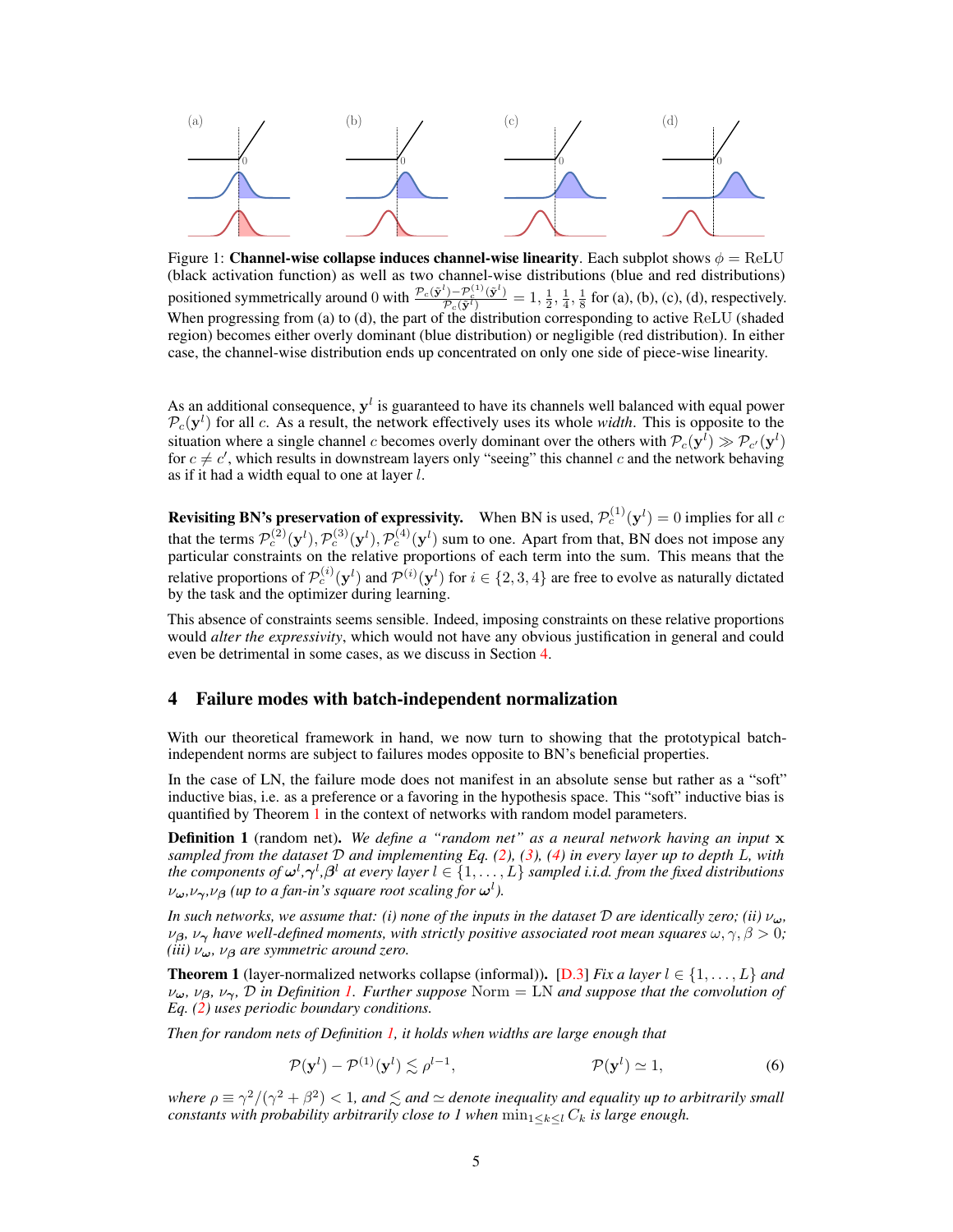Figure 1: **Channel-wise collapse induces channel-wise linearity**. Each subplot shows $\phi = \mathrm{ReLU}$ (black activation function) as well as two channel-wise distributions (blue and red distributions) positioned symmetrically around 0 with $\frac{\mathcal{P}_c(\tilde{\mathbf{y}}^l) - \mathcal{P}_c^{(1)}(\tilde{\mathbf{y}}^l)}{\mathcal{P}_c(\tilde{\mathbf{y}}^l)} = 1, \frac{1}{2}, \frac{1}{4}, \frac{1}{8}$ for (a), (b), (c), (d), respectively. When progressing from (a) to (d), the part of the distribution corresponding to active ReLU (shaded region) becomes either overly dominant (blue distribution) or negligible (red distribution). In either case, the channel-wise distribution ends up concentrated on only one side of piece-wise linearity.

As an additional consequence, $\mathbf{y}^l$ is guaranteed to have its channels well balanced with equal power $\mathcal{P}_c(\mathbf{y}^l)$ for all $c$. As a result, the network effectively uses its whole *width*. This is opposite to the situation where a single channel $c$ becomes overly dominant over the others with $\mathcal{P}_c(\mathbf{y}^l) \gg \mathcal{P}_{c'}(\mathbf{y}^l)$ for $c \neq c'$, which results in downstream layers only "seeing" this channel $c$ and the network behaving as if it had a width equal to one at layer $l$.

**Revisiting BN's preservation of expressivity.** When BN is used, $\mathcal{P}_c^{(1)}(\mathbf{y}^l) = 0$ implies for all $c$ that the terms $\mathcal{P}_c^{(2)}(\mathbf{y}^l), \mathcal{P}_c^{(3)}(\mathbf{y}^l), \mathcal{P}_c^{(4)}(\mathbf{y}^l)$ sum to one. Apart from that, BN does not impose any particular constraints on the relative proportions of each term into the sum. This means that the relative proportions of $\mathcal{P}_c^{(i)}(\mathbf{y}^l)$ and $\mathcal{P}^{(i)}(\mathbf{y}^l)$ for $i \in \{2, 3, 4\}$ are free to evolve as naturally dictated by the task and the optimizer during learning.

This absence of constraints seems sensible. Indeed, imposing constraints on these relative proportions would *alter the expressivity*, which would not have any obvious justification in general and could even be detrimental in some cases, as we discuss in Section 4.

## 4 Failure modes with batch-independent normalization

With our theoretical framework in hand, we now turn to showing that the prototypical batch-independent norms are subject to failures modes opposite to BN's beneficial properties.

In the case of LN, the failure mode does not manifest in an absolute sense but rather as a "soft" inductive bias, i.e. as a preference or a favoring in the hypothesis space. This "soft" inductive bias is quantified by Theorem 1 in the context of networks with random model parameters.

**Definition 1** (random net). *We define a "random net" as a neural network having an input $\mathbf{x}$ sampled from the dataset $\mathcal{D}$ and implementing Eq. (2), (3), (4) in every layer up to depth $L$, with the components of $\boldsymbol{\omega}^l$,$\boldsymbol{\gamma}^l$,$\boldsymbol{\beta}^l$ at every layer $l \in \{1, \ldots, L\}$ sampled i.i.d. from the fixed distributions $\nu_{\boldsymbol{\omega}}$,$\nu_{\boldsymbol{\gamma}}$,$\nu_{\boldsymbol{\beta}}$ (up to a fan-in's square root scaling for $\boldsymbol{\omega}^l$).*

*In such networks, we assume that: (i) none of the inputs in the dataset $\mathcal{D}$ are identically zero; (ii) $\nu_{\boldsymbol{\omega}}$, $\nu_{\boldsymbol{\beta}}$, $\nu_{\boldsymbol{\gamma}}$ have well-defined moments, with strictly positive associated root mean squares $\omega, \gamma, \beta > 0$; (iii) $\nu_{\boldsymbol{\omega}}$, $\nu_{\boldsymbol{\beta}}$ are symmetric around zero.*

**Theorem 1** (layer-normalized networks collapse (informal)). [D.3] *Fix a layer $l \in \{1, \ldots, L\}$ and $\nu_{\boldsymbol{\omega}}$, $\nu_{\boldsymbol{\beta}}$, $\nu_{\boldsymbol{\gamma}}$, $\mathcal{D}$ in Definition 1. Further suppose* Norm $=$ LN *and suppose that the convolution of Eq. (2) uses periodic boundary conditions.*

*Then for random nets of Definition 1, it holds when widths are large enough that*

$$\mathcal{P}(\mathbf{y}^l) - \mathcal{P}^{(1)}(\mathbf{y}^l) \lesssim \rho^{l-1}, \qquad\qquad \mathcal{P}(\mathbf{y}^l) \simeq 1, \tag{6}$$

*where $\rho \equiv \gamma^2/(\gamma^2 + \beta^2) < 1$, and $\lesssim$ and $\simeq$ denote inequality and equality up to arbitrarily small constants with probability arbitrarily close to 1 when $\min_{1 \leq k \leq l} C_k$ is large enough.*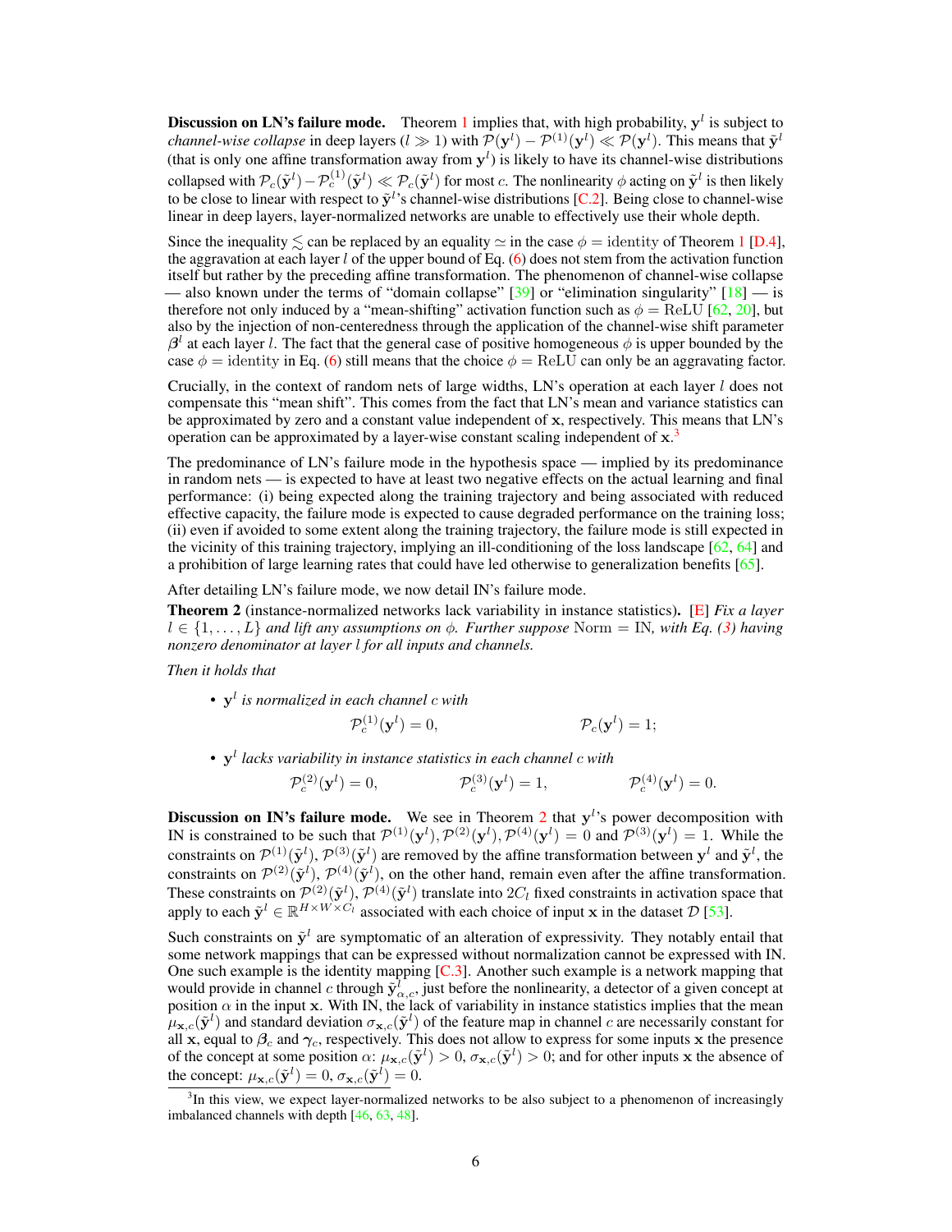**Discussion on LN's failure mode.** Theorem 1 implies that, with high probability, $\mathbf{y}^l$ is subject to *channel-wise collapse* in deep layers ($l \gg 1$) with $\mathcal{P}(\mathbf{y}^l) - \mathcal{P}^{(1)}(\mathbf{y}^l) \ll \mathcal{P}(\mathbf{y}^l)$. This means that $\tilde{\mathbf{y}}^l$ (that is only one affine transformation away from $\mathbf{y}^l$) is likely to have its channel-wise distributions collapsed with $\mathcal{P}_c(\tilde{\mathbf{y}}^l) - \mathcal{P}_c^{(1)}(\tilde{\mathbf{y}}^l) \ll \mathcal{P}_c(\tilde{\mathbf{y}}^l)$ for most $c$. The nonlinearity $\phi$ acting on $\tilde{\mathbf{y}}^l$ is then likely to be close to linear with respect to $\tilde{\mathbf{y}}^l$'s channel-wise distributions [C.2]. Being close to channel-wise linear in deep layers, layer-normalized networks are unable to effectively use their whole depth.

Since the inequality $\lesssim$ can be replaced by an equality $\simeq$ in the case $\phi = \text{identity}$ of Theorem 1 [D.4], the aggravation at each layer $l$ of the upper bound of Eq. (6) does not stem from the activation function itself but rather by the preceding affine transformation. The phenomenon of channel-wise collapse — also known under the terms of "domain collapse" [39] or "elimination singularity" [18] — is therefore not only induced by a "mean-shifting" activation function such as $\phi = \text{ReLU}$ [62, 20], but also by the injection of non-centeredness through the application of the channel-wise shift parameter $\boldsymbol{\beta}^l$ at each layer $l$. The fact that the general case of positive homogeneous $\phi$ is upper bounded by the case $\phi = \text{identity}$ in Eq. (6) still means that the choice $\phi = \text{ReLU}$ can only be an aggravating factor.

Crucially, in the context of random nets of large widths, LN's operation at each layer $l$ does not compensate this "mean shift". This comes from the fact that LN's mean and variance statistics can be approximated by zero and a constant value independent of $\mathbf{x}$, respectively. This means that LN's operation can be approximated by a layer-wise constant scaling independent of $\mathbf{x}$.[3]

The predominance of LN's failure mode in the hypothesis space — implied by its predominance in random nets — is expected to have at least two negative effects on the actual learning and final performance: (i) being expected along the training trajectory and being associated with reduced effective capacity, the failure mode is expected to cause degraded performance on the training loss; (ii) even if avoided to some extent along the training trajectory, the failure mode is still expected in the vicinity of this training trajectory, implying an ill-conditioning of the loss landscape [62, 64] and a prohibition of large learning rates that could have led otherwise to generalization benefits [65].

After detailing LN's failure mode, we now detail IN's failure mode.

**Theorem 2** (instance-normalized networks lack variability in instance statistics)**.** [E] *Fix a layer $l \in \{1, \dots, L\}$ and lift any assumptions on $\phi$. Further suppose $\text{Norm} = \text{IN}$, with Eq. (3) having nonzero denominator at layer $l$ for all inputs and channels.*

*Then it holds that*

- $\mathbf{y}^l$ *is normalized in each channel $c$ with*
$$\mathcal{P}_c^{(1)}(\mathbf{y}^l) = 0, \qquad\qquad \mathcal{P}_c(\mathbf{y}^l) = 1;$$
- $\mathbf{y}^l$ *lacks variability in instance statistics in each channel $c$ with*
$$\mathcal{P}_c^{(2)}(\mathbf{y}^l) = 0, \qquad\qquad \mathcal{P}_c^{(3)}(\mathbf{y}^l) = 1, \qquad\qquad \mathcal{P}_c^{(4)}(\mathbf{y}^l) = 0.$$

**Discussion on IN's failure mode.** We see in Theorem 2 that $\mathbf{y}^l$'s power decomposition with IN is constrained to be such that $\mathcal{P}^{(1)}(\mathbf{y}^l), \mathcal{P}^{(2)}(\mathbf{y}^l), \mathcal{P}^{(4)}(\mathbf{y}^l) = 0$ and $\mathcal{P}^{(3)}(\mathbf{y}^l) = 1$. While the constraints on $\mathcal{P}^{(1)}(\tilde{\mathbf{y}}^l), \mathcal{P}^{(3)}(\tilde{\mathbf{y}}^l)$ are removed by the affine transformation between $\mathbf{y}^l$ and $\tilde{\mathbf{y}}^l$, the constraints on $\mathcal{P}^{(2)}(\tilde{\mathbf{y}}^l), \mathcal{P}^{(4)}(\tilde{\mathbf{y}}^l)$, on the other hand, remain even after the affine transformation. These constraints on $\mathcal{P}^{(2)}(\tilde{\mathbf{y}}^l), \mathcal{P}^{(4)}(\tilde{\mathbf{y}}^l)$ translate into $2C_l$ fixed constraints in activation space that apply to each $\tilde{\mathbf{y}}^l \in \mathbb{R}^{H \times W \times C_l}$ associated with each choice of input $\mathbf{x}$ in the dataset $\mathcal{D}$ [53].

Such constraints on $\tilde{\mathbf{y}}^l$ are symptomatic of an alteration of expressivity. They notably entail that some network mappings that can be expressed without normalization cannot be expressed with IN. One such example is the identity mapping [C.3]. Another such example is a network mapping that would provide in channel $c$ through $\tilde{\mathbf{y}}^l_{\alpha,c}$, just before the nonlinearity, a detector of a given concept at position $\alpha$ in the input $\mathbf{x}$. With IN, the lack of variability in instance statistics implies that the mean $\mu_{\mathbf{x},c}(\tilde{\mathbf{y}}^l)$ and standard deviation $\sigma_{\mathbf{x},c}(\tilde{\mathbf{y}}^l)$ of the feature map in channel $c$ are necessarily constant for all $\mathbf{x}$, equal to $\boldsymbol{\beta}_c$ and $\boldsymbol{\gamma}_c$, respectively. This does not allow to express for some inputs $\mathbf{x}$ the presence of the concept at some position $\alpha$: $\mu_{\mathbf{x},c}(\tilde{\mathbf{y}}^l) > 0$, $\sigma_{\mathbf{x},c}(\tilde{\mathbf{y}}^l) > 0$; and for other inputs $\mathbf{x}$ the absence of the concept: $\mu_{\mathbf{x},c}(\tilde{\mathbf{y}}^l) = 0$, $\sigma_{\mathbf{x},c}(\tilde{\mathbf{y}}^l) = 0$.

[3] In this view, we expect layer-normalized networks to be also subject to a phenomenon of increasingly imbalanced channels with depth [46, 63, 48].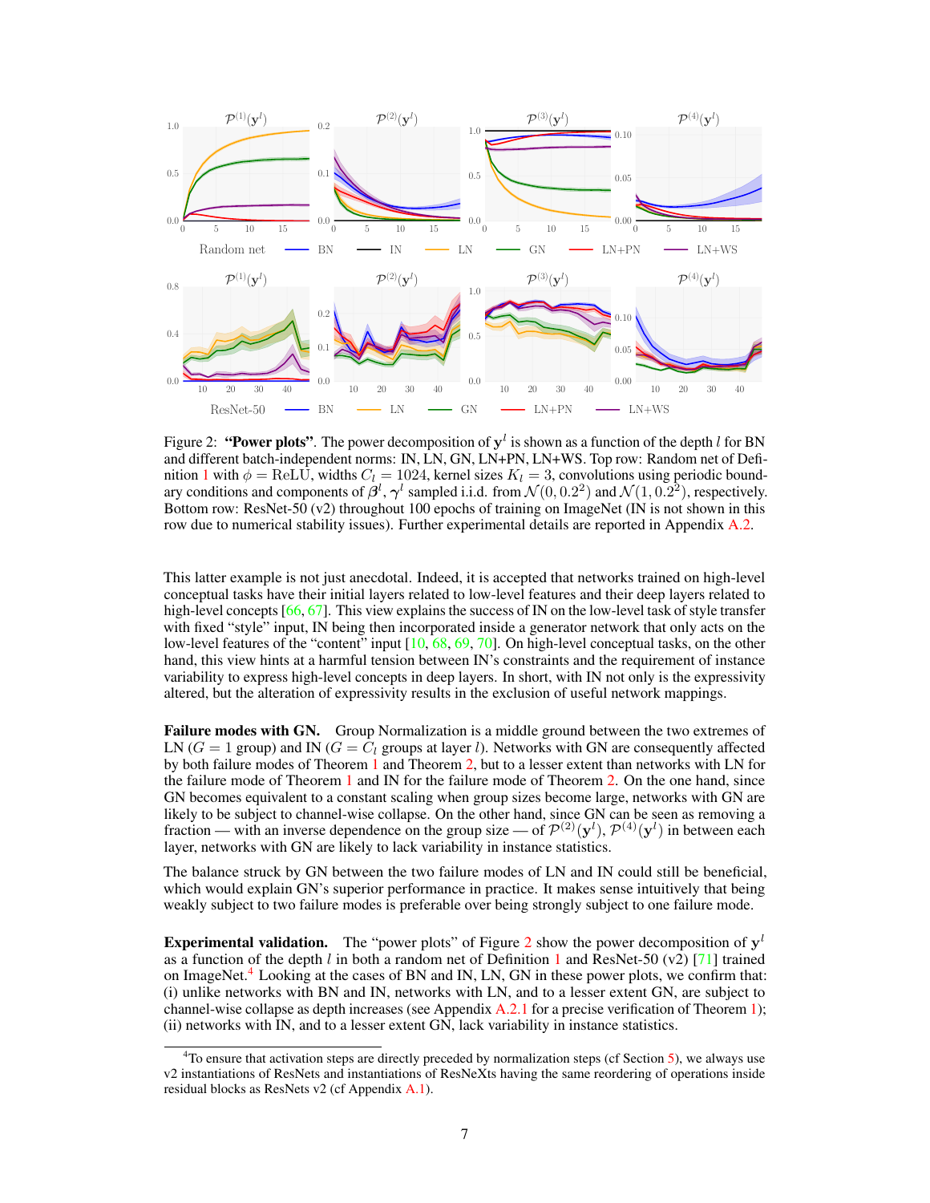Figure 2: **"Power plots"**. The power decomposition of $\mathbf{y}^l$ is shown as a function of the depth $l$ for BN and different batch-independent norms: IN, LN, GN, LN+PN, LN+WS. Top row: Random net of Definition 1 with $\phi = \text{ReLU}$, widths $C_l = 1024$, kernel sizes $K_l = 3$, convolutions using periodic boundary conditions and components of $\boldsymbol{\beta}^l$, $\boldsymbol{\gamma}^l$ sampled i.i.d. from $\mathcal{N}(0, 0.2^2)$ and $\mathcal{N}(1, 0.2^2)$, respectively. Bottom row: ResNet-50 (v2) throughout 100 epochs of training on ImageNet (IN is not shown in this row due to numerical stability issues). Further experimental details are reported in Appendix A.2.

This latter example is not just anecdotal. Indeed, it is accepted that networks trained on high-level conceptual tasks have their initial layers related to low-level features and their deep layers related to high-level concepts [66, 67]. This view explains the success of IN on the low-level task of style transfer with fixed "style" input, IN being then incorporated inside a generator network that only acts on the low-level features of the "content" input [10, 68, 69, 70]. On high-level conceptual tasks, on the other hand, this view hints at a harmful tension between IN's constraints and the requirement of instance variability to express high-level concepts in deep layers. In short, with IN not only is the expressivity altered, but the alteration of expressivity results in the exclusion of useful network mappings.

**Failure modes with GN.** Group Normalization is a middle ground between the two extremes of LN ($G = 1$ group) and IN ($G = C_l$ groups at layer $l$). Networks with GN are consequently affected by both failure modes of Theorem 1 and Theorem 2, but to a lesser extent than networks with LN for the failure mode of Theorem 1 and IN for the failure mode of Theorem 2. On the one hand, since GN becomes equivalent to a constant scaling when group sizes become large, networks with GN are likely to be subject to channel-wise collapse. On the other hand, since GN can be seen as removing a fraction — with an inverse dependence on the group size — of $\mathcal{P}^{(2)}(\mathbf{y}^l)$, $\mathcal{P}^{(4)}(\mathbf{y}^l)$ in between each layer, networks with GN are likely to lack variability in instance statistics.

The balance struck by GN between the two failure modes of LN and IN could still be beneficial, which would explain GN's superior performance in practice. It makes sense intuitively that being weakly subject to two failure modes is preferable over being strongly subject to one failure mode.

**Experimental validation.** The "power plots" of Figure 2 show the power decomposition of $\mathbf{y}^l$ as a function of the depth $l$ in both a random net of Definition 1 and ResNet-50 (v2) [71] trained on ImageNet.[4] Looking at the cases of BN and IN, LN, GN in these power plots, we confirm that: (i) unlike networks with BN and IN, networks with LN, and to a lesser extent GN, are subject to channel-wise collapse as depth increases (see Appendix A.2.1 for a precise verification of Theorem 1); (ii) networks with IN, and to a lesser extent GN, lack variability in instance statistics.

[4] To ensure that activation steps are directly preceded by normalization steps (cf Section 5), we always use v2 instantiations of ResNets and instantiations of ResNeXts having the same reordering of operations inside residual blocks as ResNets v2 (cf Appendix A.1).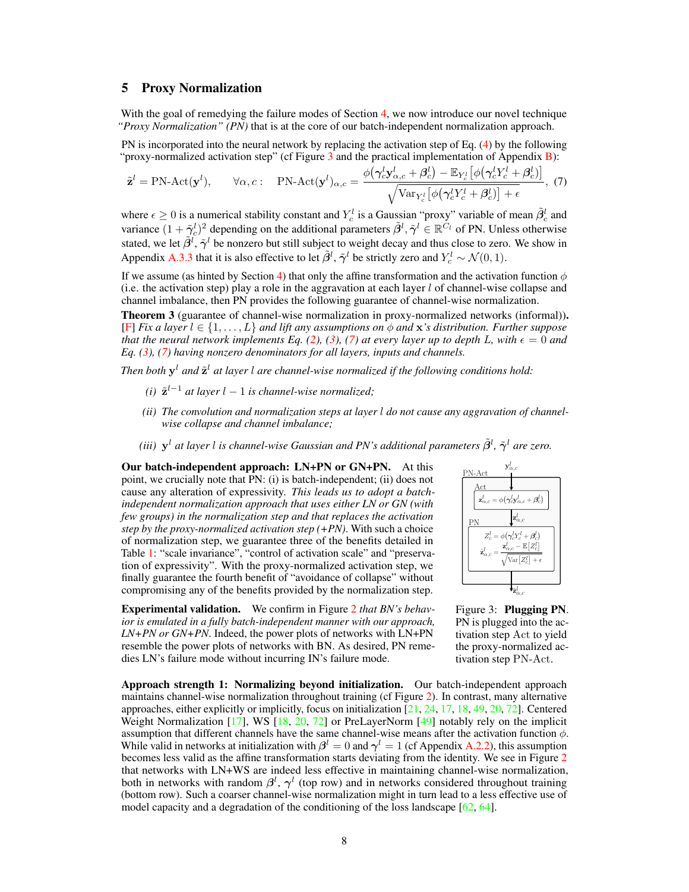## 5 Proxy Normalization

With the goal of remedying the failure modes of Section 4, we now introduce our novel technique *"Proxy Normalization" (PN)* that is at the core of our batch-independent normalization approach.

PN is incorporated into the neural network by replacing the activation step of Eq. (4) by the following "proxy-normalized activation step" (cf Figure 3 and the practical implementation of Appendix B):

$$\tilde{\mathbf{z}}^l = \text{PN-Act}(\mathbf{y}^l), \qquad \forall \alpha, c: \quad \text{PN-Act}(\mathbf{y}^l)_{\alpha,c} = \frac{\phi\big(\gamma^l_c \mathbf{y}^l_{\alpha,c} + \beta^l_c\big) - \mathbb{E}_{Y^l_c}\big[\phi\big(\gamma^l_c Y^l_c + \beta^l_c\big)\big]}{\sqrt{\text{Var}_{Y^l_c}\big[\phi\big(\gamma^l_c Y^l_c + \beta^l_c\big)\big] + \epsilon}}, \quad (7)$$

where $\epsilon \geq 0$ is a numerical stability constant and $Y^l_c$ is a Gaussian "proxy" variable of mean $\tilde{\beta}^l_c$ and variance $(1 + \tilde{\gamma}^l_c)^2$ depending on the additional parameters $\tilde{\beta}^l, \tilde{\gamma}^l \in \mathbb{R}^{C_l}$ of PN. Unless otherwise stated, we let $\tilde{\beta}^l, \tilde{\gamma}^l$ be nonzero but still subject to weight decay and thus close to zero. We show in Appendix A.3.3 that it is also effective to let $\tilde{\beta}^l, \tilde{\gamma}^l$ be strictly zero and $Y^l_c \sim \mathcal{N}(0, 1)$.

If we assume (as hinted by Section 4) that only the affine transformation and the activation function $\phi$ (i.e. the activation step) play a role in the aggravation at each layer $l$ of channel-wise collapse and channel imbalance, then PN provides the following guarantee of channel-wise normalization.

**Theorem 3** (guarantee of channel-wise normalization in proxy-normalized networks (informal))**.** [F] *Fix a layer $l \in \{1, \dots, L\}$ and lift any assumptions on $\phi$ and $\mathbf{x}$'s distribution. Further suppose that the neural network implements Eq. (2), (3), (7) at every layer up to depth $L$, with $\epsilon = 0$ and Eq. (3), (7) having nonzero denominators for all layers, inputs and channels.*

*Then both $\mathbf{y}^l$ and $\tilde{\mathbf{z}}^l$ at layer $l$ are channel-wise normalized if the following conditions hold:*

- *(i) $\tilde{\mathbf{z}}^{l-1}$ at layer $l-1$ is channel-wise normalized;*
- *(ii) The convolution and normalization steps at layer $l$ do not cause any aggravation of channel-wise collapse and channel imbalance;*
- *(iii) $\mathbf{y}^l$ at layer $l$ is channel-wise Gaussian and PN's additional parameters $\tilde{\beta}^l$, $\tilde{\gamma}^l$ are zero.*

**Our batch-independent approach: LN+PN or GN+PN.** At this point, we crucially note that PN: (i) is batch-independent; (ii) does not cause any alteration of expressivity. *This leads us to adopt a batch-independent normalization approach that uses either LN or GN (with few groups) in the normalization step and that replaces the activation step by the proxy-normalized activation step (+PN).* With such a choice of normalization step, we guarantee three of the benefits detailed in Table 1: "scale invariance", "control of activation scale" and "preservation of expressivity". With the proxy-normalized activation step, we finally guarantee the fourth benefit of "avoidance of collapse" without compromising any of the benefits provided by the normalization step.

PN-Act: input $\mathbf{y}^l_{\alpha,c}$; Act: $\mathbf{z}^l_{\alpha,c} = \phi(\gamma^l_c \mathbf{y}^l_{\alpha,c} + \beta^l_c)$; PN: $Z^l_c = \phi(\gamma^l_c Y^l_c + \beta^l_c)$, $\tilde{\mathbf{z}}^l_{\alpha,c} = \frac{\mathbf{z}^l_{\alpha,c} - \mathbb{E}[Z^l_c]}{\sqrt{\text{Var}[Z^l_c] + \epsilon}}$; output $\tilde{\mathbf{z}}^l_{\alpha,c}$

Figure 3: **Plugging PN**. PN is plugged into the activation step Act to yield the proxy-normalized activation step PN-Act.

**Experimental validation.** We confirm in Figure 2 *that BN's behavior is emulated in a fully batch-independent manner with our approach, LN+PN or GN+PN*. Indeed, the power plots of networks with LN+PN resemble the power plots of networks with BN. As desired, PN remedies LN's failure mode without incurring IN's failure mode.

**Approach strength 1: Normalizing beyond initialization.** Our batch-independent approach maintains channel-wise normalization throughout training (cf Figure 2). In contrast, many alternative approaches, either explicitly or implicitly, focus on initialization [21, 24, 17, 18, 49, 20, 72]. Centered Weight Normalization [17], WS [18, 20, 72] or PreLayerNorm [49] notably rely on the implicit assumption that different channels have the same channel-wise means after the activation function $\phi$. While valid in networks at initialization with $\beta^l = 0$ and $\gamma^l = 1$ (cf Appendix A.2.2), this assumption becomes less valid as the affine transformation starts deviating from the identity. We see in Figure 2 that networks with LN+WS are indeed less effective in maintaining channel-wise normalization, both in networks with random $\beta^l$, $\gamma^l$ (top row) and in networks considered throughout training (bottom row). Such a coarser channel-wise normalization might in turn lead to a less effective use of model capacity and a degradation of the conditioning of the loss landscape [62, 64].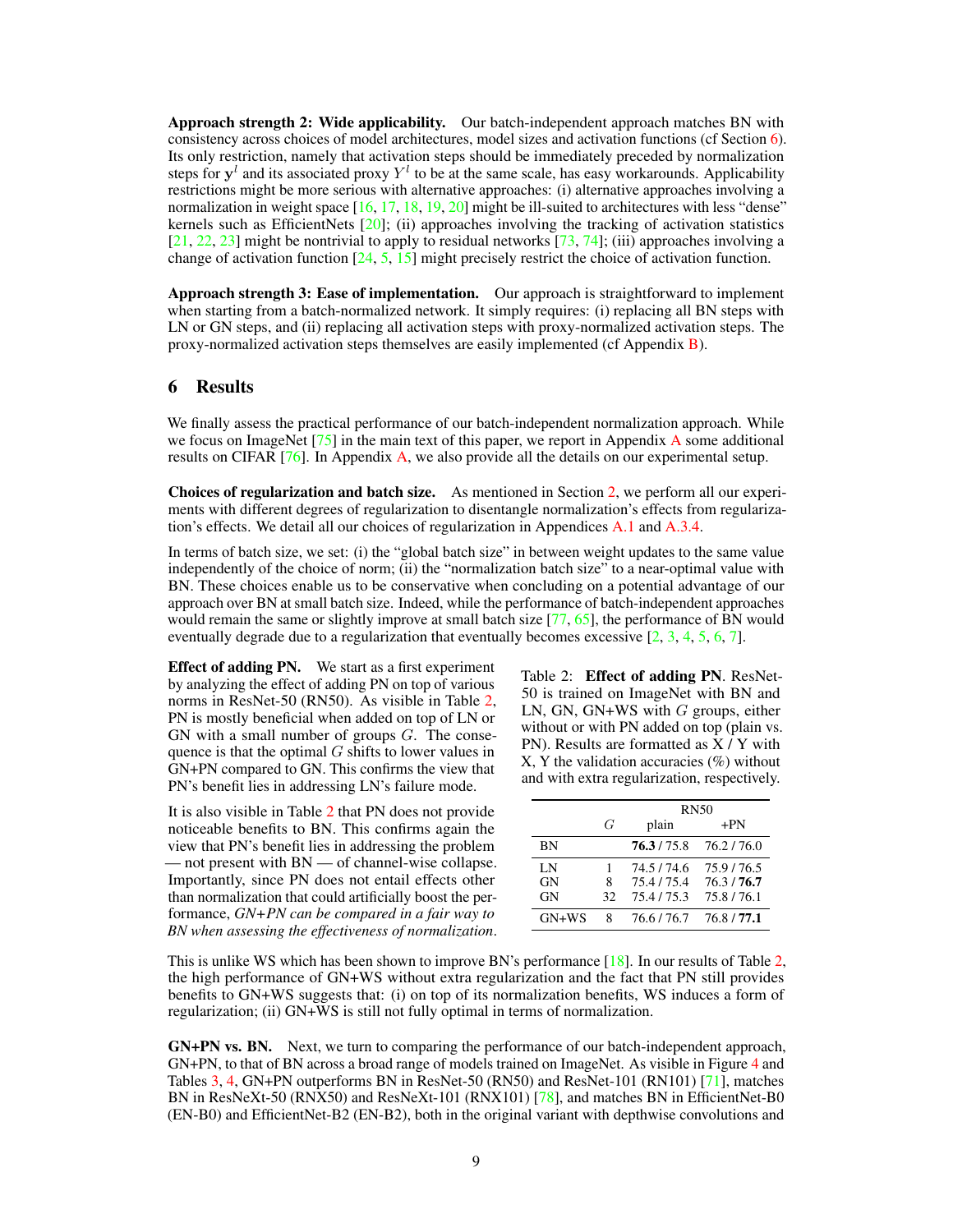**Approach strength 2: Wide applicability.** Our batch-independent approach matches BN with consistency across choices of model architectures, model sizes and activation functions (cf Section 6). Its only restriction, namely that activation steps should be immediately preceded by normalization steps for $\mathbf{y}^l$ and its associated proxy $Y^l$ to be at the same scale, has easy workarounds. Applicability restrictions might be more serious with alternative approaches: (i) alternative approaches involving a normalization in weight space [16, 17, 18, 19, 20] might be ill-suited to architectures with less "dense" kernels such as EfficientNets [20]; (ii) approaches involving the tracking of activation statistics [21, 22, 23] might be nontrivial to apply to residual networks [73, 74]; (iii) approaches involving a change of activation function [24, 5, 15] might precisely restrict the choice of activation function.

**Approach strength 3: Ease of implementation.** Our approach is straightforward to implement when starting from a batch-normalized network. It simply requires: (i) replacing all BN steps with LN or GN steps, and (ii) replacing all activation steps with proxy-normalized activation steps. The proxy-normalized activation steps themselves are easily implemented (cf Appendix B).

## 6 Results

We finally assess the practical performance of our batch-independent normalization approach. While we focus on ImageNet [75] in the main text of this paper, we report in Appendix A some additional results on CIFAR [76]. In Appendix A, we also provide all the details on our experimental setup.

**Choices of regularization and batch size.** As mentioned in Section 2, we perform all our experiments with different degrees of regularization to disentangle normalization's effects from regularization's effects. We detail all our choices of regularization in Appendices A.1 and A.3.4.

In terms of batch size, we set: (i) the "global batch size" in between weight updates to the same value independently of the choice of norm; (ii) the "normalization batch size" to a near-optimal value with BN. These choices enable us to be conservative when concluding on a potential advantage of our approach over BN at small batch size. Indeed, while the performance of batch-independent approaches would remain the same or slightly improve at small batch size [77, 65], the performance of BN would eventually degrade due to a regularization that eventually becomes excessive [2, 3, 4, 5, 6, 7].

**Effect of adding PN.** We start as a first experiment by analyzing the effect of adding PN on top of various norms in ResNet-50 (RN50). As visible in Table 2, PN is mostly beneficial when added on top of LN or GN with a small number of groups $G$. The consequence is that the optimal $G$ shifts to lower values in GN+PN compared to GN. This confirms the view that PN's benefit lies in addressing LN's failure mode.

It is also visible in Table 2 that PN does not provide noticeable benefits to BN. This confirms again the view that PN's benefit lies in addressing the problem — not present with BN — of channel-wise collapse. Importantly, since PN does not entail effects other than normalization that could artificially boost the performance, *GN+PN can be compared in a fair way to BN when assessing the effectiveness of normalization*.

Table 2: **Effect of adding PN**. ResNet-50 is trained on ImageNet with BN and LN, GN, GN+WS with $G$ groups, either without or with PN added on top (plain vs. PN). Results are formatted as X / Y with X, Y the validation accuracies (%) without and with extra regularization, respectively.

| | | RN50 | |
|---|---|---|---|
| | $G$ | plain | +PN |
| BN | | **76.3** / 75.8 | 76.2 / 76.0 |
| LN | 1 | 74.5 / 74.6 | 75.9 / 76.5 |
| GN | 8 | 75.4 / 75.4 | 76.3 / **76.7** |
| GN | 32 | 75.4 / 75.3 | 75.8 / 76.1 |
| GN+WS | 8 | 76.6 / 76.7 | 76.8 / **77.1** |

This is unlike WS which has been shown to improve BN's performance [18]. In our results of Table 2, the high performance of GN+WS without extra regularization and the fact that PN still provides benefits to GN+WS suggests that: (i) on top of its normalization benefits, WS induces a form of regularization; (ii) GN+WS is still not fully optimal in terms of normalization.

**GN+PN vs. BN.** Next, we turn to comparing the performance of our batch-independent approach, GN+PN, to that of BN across a broad range of models trained on ImageNet. As visible in Figure 4 and Tables 3, 4, GN+PN outperforms BN in ResNet-50 (RN50) and ResNet-101 (RN101) [71], matches BN in ResNeXt-50 (RNX50) and ResNeXt-101 (RNX101) [78], and matches BN in EfficientNet-B0 (EN-B0) and EfficientNet-B2 (EN-B2), both in the original variant with depthwise convolutions and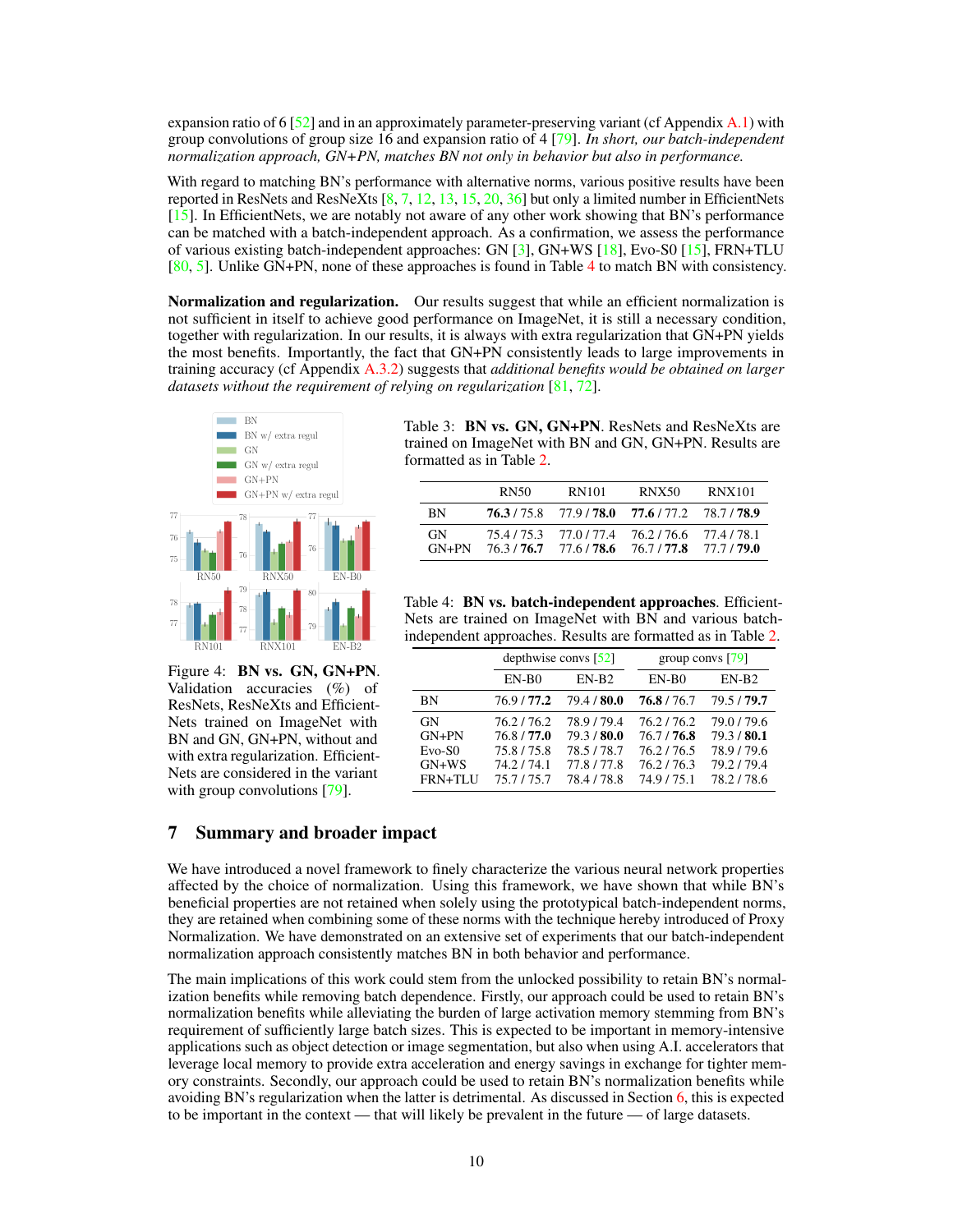expansion ratio of 6 [52] and in an approximately parameter-preserving variant (cf Appendix A.1) with group convolutions of group size 16 and expansion ratio of 4 [79]. *In short, our batch-independent normalization approach, GN+PN, matches BN not only in behavior but also in performance.*

With regard to matching BN's performance with alternative norms, various positive results have been reported in ResNets and ResNeXts [8, 7, 12, 13, 15, 20, 36] but only a limited number in EfficientNets [15]. In EfficientNets, we are notably not aware of any other work showing that BN's performance can be matched with a batch-independent approach. As a confirmation, we assess the performance of various existing batch-independent approaches: GN [3], GN+WS [18], Evo-S0 [15], FRN+TLU [80, 5]. Unlike GN+PN, none of these approaches is found in Table 4 to match BN with consistency.

**Normalization and regularization.** Our results suggest that while an efficient normalization is not sufficient in itself to achieve good performance on ImageNet, it is still a necessary condition, together with regularization. In our results, it is always with extra regularization that GN+PN yields the most benefits. Importantly, the fact that GN+PN consistently leads to large improvements in training accuracy (cf Appendix A.3.2) suggests that *additional benefits would be obtained on larger datasets without the requirement of relying on regularization* [81, 72].

Figure 4: **BN vs. GN, GN+PN**. Validation accuracies (%) of ResNets, ResNeXts and EfficientNets trained on ImageNet with BN and GN, GN+PN, without and with extra regularization. EfficientNets are considered in the variant with group convolutions [79].

Table 3: **BN vs. GN, GN+PN**. ResNets and ResNeXts are trained on ImageNet with BN and GN, GN+PN. Results are formatted as in Table 2.

| | RN50 | RN101 | RNX50 | RNX101 |
|---|---|---|---|---|
| BN | **76.3** / 75.8 | 77.9 / **78.0** | **77.6** / 77.2 | 78.7 / **78.9** |
| GN | 75.4 / 75.3 | 77.0 / 77.4 | 76.2 / 76.6 | 77.4 / 78.1 |
| GN+PN | 76.3 / **76.7** | 77.6 / **78.6** | 76.7 / **77.8** | 77.7 / **79.0** |

Table 4: **BN vs. batch-independent approaches**. EfficientNets are trained on ImageNet with BN and various batch-independent approaches. Results are formatted as in Table 2.

| | depthwise convs [52] | | group convs [79] | |
|---|---|---|---|---|
| | EN-B0 | EN-B2 | EN-B0 | EN-B2 |
| BN | 76.9 / **77.2** | 79.4 / **80.0** | **76.8** / 76.7 | 79.5 / **79.7** |
| GN | 76.2 / 76.2 | 78.9 / 79.4 | 76.2 / 76.2 | 79.0 / 79.6 |
| GN+PN | 76.8 / **77.0** | 79.3 / **80.0** | 76.7 / **76.8** | 79.3 / **80.1** |
| Evo-S0 | 75.8 / 75.8 | 78.5 / 78.7 | 76.2 / 76.5 | 78.9 / 79.6 |
| GN+WS | 74.2 / 74.1 | 77.8 / 77.8 | 76.2 / 76.3 | 79.2 / 79.4 |
| FRN+TLU | 75.7 / 75.7 | 78.4 / 78.8 | 74.9 / 75.1 | 78.2 / 78.6 |

## 7 Summary and broader impact

We have introduced a novel framework to finely characterize the various neural network properties affected by the choice of normalization. Using this framework, we have shown that while BN's beneficial properties are not retained when solely using the prototypical batch-independent norms, they are retained when combining some of these norms with the technique hereby introduced of Proxy Normalization. We have demonstrated on an extensive set of experiments that our batch-independent normalization approach consistently matches BN in both behavior and performance.

The main implications of this work could stem from the unlocked possibility to retain BN's normalization benefits while removing batch dependence. Firstly, our approach could be used to retain BN's normalization benefits while alleviating the burden of large activation memory stemming from BN's requirement of sufficiently large batch sizes. This is expected to be important in memory-intensive applications such as object detection or image segmentation, but also when using A.I. accelerators that leverage local memory to provide extra acceleration and energy savings in exchange for tighter memory constraints. Secondly, our approach could be used to retain BN's normalization benefits while avoiding BN's regularization when the latter is detrimental. As discussed in Section 6, this is expected to be important in the context — that will likely be prevalent in the future — of large datasets.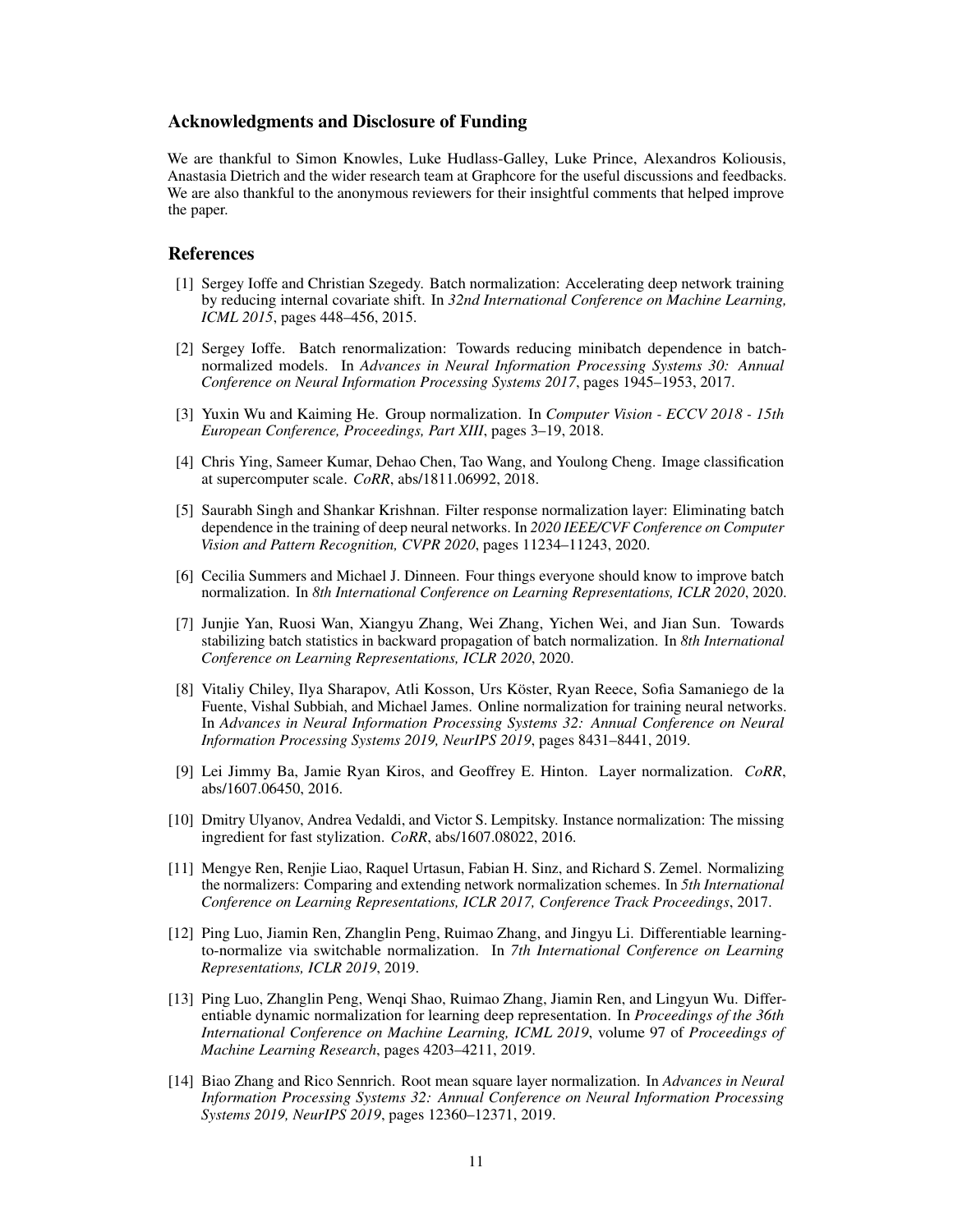## Acknowledgments and Disclosure of Funding

We are thankful to Simon Knowles, Luke Hudlass-Galley, Luke Prince, Alexandros Koliousis, Anastasia Dietrich and the wider research team at Graphcore for the useful discussions and feedbacks. We are also thankful to the anonymous reviewers for their insightful comments that helped improve the paper.

## References

[1] Sergey Ioffe and Christian Szegedy. Batch normalization: Accelerating deep network training by reducing internal covariate shift. In *32nd International Conference on Machine Learning, ICML 2015*, pages 448–456, 2015.

[2] Sergey Ioffe. Batch renormalization: Towards reducing minibatch dependence in batch-normalized models. In *Advances in Neural Information Processing Systems 30: Annual Conference on Neural Information Processing Systems 2017*, pages 1945–1953, 2017.

[3] Yuxin Wu and Kaiming He. Group normalization. In *Computer Vision - ECCV 2018 - 15th European Conference, Proceedings, Part XIII*, pages 3–19, 2018.

[4] Chris Ying, Sameer Kumar, Dehao Chen, Tao Wang, and Youlong Cheng. Image classification at supercomputer scale. *CoRR*, abs/1811.06992, 2018.

[5] Saurabh Singh and Shankar Krishnan. Filter response normalization layer: Eliminating batch dependence in the training of deep neural networks. In *2020 IEEE/CVF Conference on Computer Vision and Pattern Recognition, CVPR 2020*, pages 11234–11243, 2020.

[6] Cecilia Summers and Michael J. Dinneen. Four things everyone should know to improve batch normalization. In *8th International Conference on Learning Representations, ICLR 2020*, 2020.

[7] Junjie Yan, Ruosi Wan, Xiangyu Zhang, Wei Zhang, Yichen Wei, and Jian Sun. Towards stabilizing batch statistics in backward propagation of batch normalization. In *8th International Conference on Learning Representations, ICLR 2020*, 2020.

[8] Vitaliy Chiley, Ilya Sharapov, Atli Kosson, Urs Köster, Ryan Reece, Sofia Samaniego de la Fuente, Vishal Subbiah, and Michael James. Online normalization for training neural networks. In *Advances in Neural Information Processing Systems 32: Annual Conference on Neural Information Processing Systems 2019, NeurIPS 2019*, pages 8431–8441, 2019.

[9] Lei Jimmy Ba, Jamie Ryan Kiros, and Geoffrey E. Hinton. Layer normalization. *CoRR*, abs/1607.06450, 2016.

[10] Dmitry Ulyanov, Andrea Vedaldi, and Victor S. Lempitsky. Instance normalization: The missing ingredient for fast stylization. *CoRR*, abs/1607.08022, 2016.

[11] Mengye Ren, Renjie Liao, Raquel Urtasun, Fabian H. Sinz, and Richard S. Zemel. Normalizing the normalizers: Comparing and extending network normalization schemes. In *5th International Conference on Learning Representations, ICLR 2017, Conference Track Proceedings*, 2017.

[12] Ping Luo, Jiamin Ren, Zhanglin Peng, Ruimao Zhang, and Jingyu Li. Differentiable learning-to-normalize via switchable normalization. In *7th International Conference on Learning Representations, ICLR 2019*, 2019.

[13] Ping Luo, Zhanglin Peng, Wenqi Shao, Ruimao Zhang, Jiamin Ren, and Lingyun Wu. Differentiable dynamic normalization for learning deep representation. In *Proceedings of the 36th International Conference on Machine Learning, ICML 2019*, volume 97 of *Proceedings of Machine Learning Research*, pages 4203–4211, 2019.

[14] Biao Zhang and Rico Sennrich. Root mean square layer normalization. In *Advances in Neural Information Processing Systems 32: Annual Conference on Neural Information Processing Systems 2019, NeurIPS 2019*, pages 12360–12371, 2019.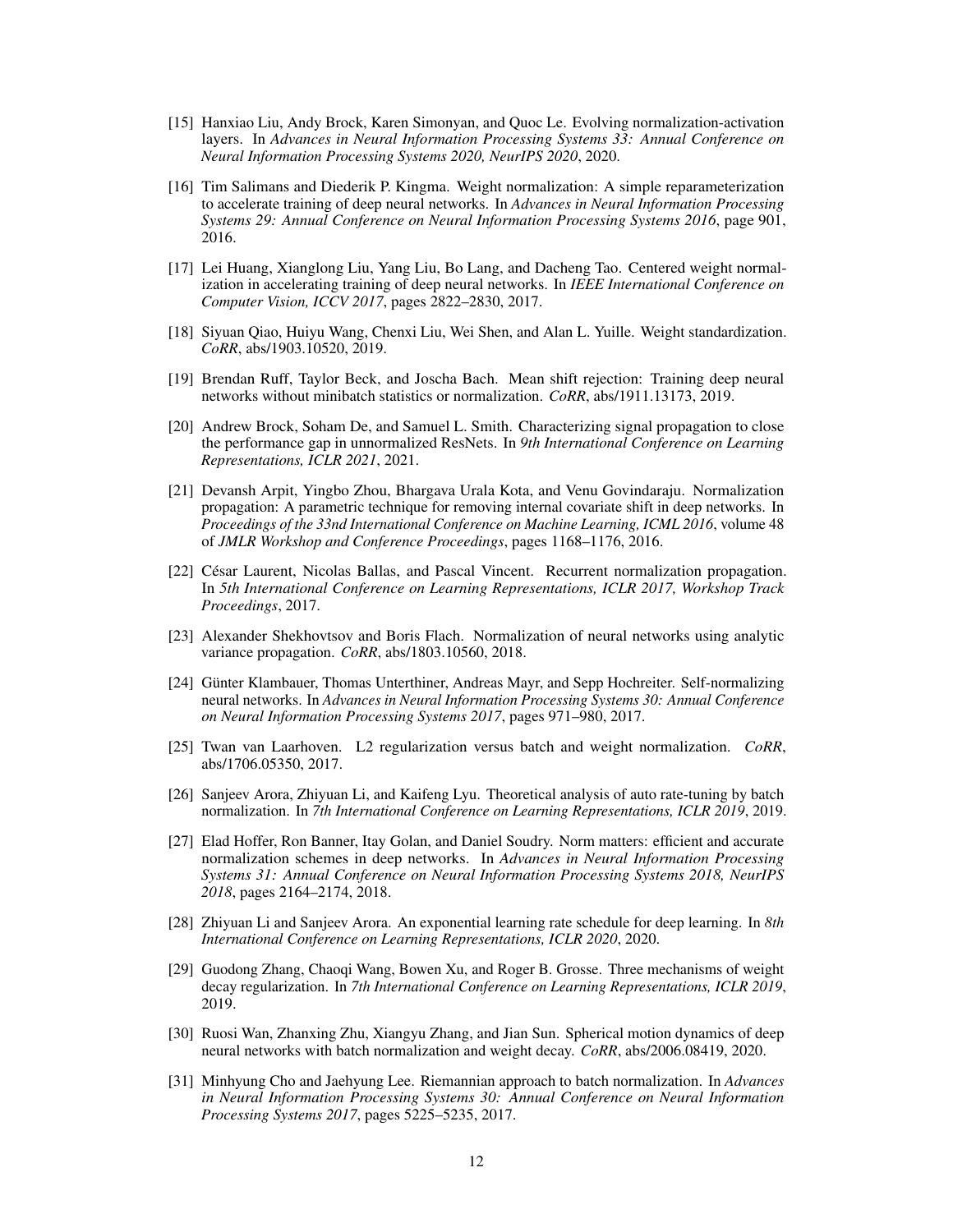[15] Hanxiao Liu, Andy Brock, Karen Simonyan, and Quoc Le. Evolving normalization-activation layers. In *Advances in Neural Information Processing Systems 33: Annual Conference on Neural Information Processing Systems 2020, NeurIPS 2020*, 2020.

[16] Tim Salimans and Diederik P. Kingma. Weight normalization: A simple reparameterization to accelerate training of deep neural networks. In *Advances in Neural Information Processing Systems 29: Annual Conference on Neural Information Processing Systems 2016*, page 901, 2016.

[17] Lei Huang, Xianglong Liu, Yang Liu, Bo Lang, and Dacheng Tao. Centered weight normalization in accelerating training of deep neural networks. In *IEEE International Conference on Computer Vision, ICCV 2017*, pages 2822–2830, 2017.

[18] Siyuan Qiao, Huiyu Wang, Chenxi Liu, Wei Shen, and Alan L. Yuille. Weight standardization. *CoRR*, abs/1903.10520, 2019.

[19] Brendan Ruff, Taylor Beck, and Joscha Bach. Mean shift rejection: Training deep neural networks without minibatch statistics or normalization. *CoRR*, abs/1911.13173, 2019.

[20] Andrew Brock, Soham De, and Samuel L. Smith. Characterizing signal propagation to close the performance gap in unnormalized ResNets. In *9th International Conference on Learning Representations, ICLR 2021*, 2021.

[21] Devansh Arpit, Yingbo Zhou, Bhargava Urala Kota, and Venu Govindaraju. Normalization propagation: A parametric technique for removing internal covariate shift in deep networks. In *Proceedings of the 33nd International Conference on Machine Learning, ICML 2016*, volume 48 of *JMLR Workshop and Conference Proceedings*, pages 1168–1176, 2016.

[22] César Laurent, Nicolas Ballas, and Pascal Vincent. Recurrent normalization propagation. In *5th International Conference on Learning Representations, ICLR 2017, Workshop Track Proceedings*, 2017.

[23] Alexander Shekhovtsov and Boris Flach. Normalization of neural networks using analytic variance propagation. *CoRR*, abs/1803.10560, 2018.

[24] Günter Klambauer, Thomas Unterthiner, Andreas Mayr, and Sepp Hochreiter. Self-normalizing neural networks. In *Advances in Neural Information Processing Systems 30: Annual Conference on Neural Information Processing Systems 2017*, pages 971–980, 2017.

[25] Twan van Laarhoven. L2 regularization versus batch and weight normalization. *CoRR*, abs/1706.05350, 2017.

[26] Sanjeev Arora, Zhiyuan Li, and Kaifeng Lyu. Theoretical analysis of auto rate-tuning by batch normalization. In *7th International Conference on Learning Representations, ICLR 2019*, 2019.

[27] Elad Hoffer, Ron Banner, Itay Golan, and Daniel Soudry. Norm matters: efficient and accurate normalization schemes in deep networks. In *Advances in Neural Information Processing Systems 31: Annual Conference on Neural Information Processing Systems 2018, NeurIPS 2018*, pages 2164–2174, 2018.

[28] Zhiyuan Li and Sanjeev Arora. An exponential learning rate schedule for deep learning. In *8th International Conference on Learning Representations, ICLR 2020*, 2020.

[29] Guodong Zhang, Chaoqi Wang, Bowen Xu, and Roger B. Grosse. Three mechanisms of weight decay regularization. In *7th International Conference on Learning Representations, ICLR 2019*, 2019.

[30] Ruosi Wan, Zhanxing Zhu, Xiangyu Zhang, and Jian Sun. Spherical motion dynamics of deep neural networks with batch normalization and weight decay. *CoRR*, abs/2006.08419, 2020.

[31] Minhyung Cho and Jaehyung Lee. Riemannian approach to batch normalization. In *Advances in Neural Information Processing Systems 30: Annual Conference on Neural Information Processing Systems 2017*, pages 5225–5235, 2017.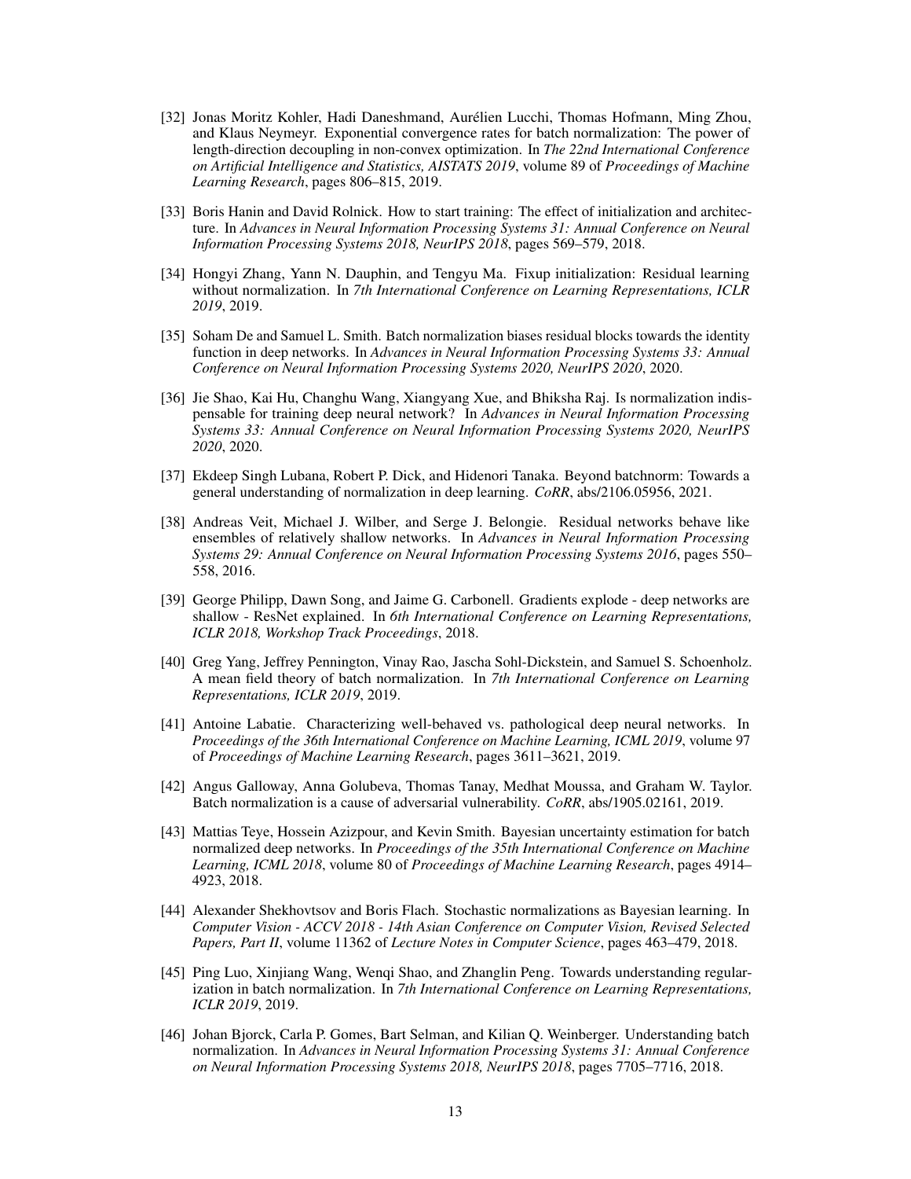[32] Jonas Moritz Kohler, Hadi Daneshmand, Aurélien Lucchi, Thomas Hofmann, Ming Zhou, and Klaus Neymeyr. Exponential convergence rates for batch normalization: The power of length-direction decoupling in non-convex optimization. In *The 22nd International Conference on Artificial Intelligence and Statistics, AISTATS 2019*, volume 89 of *Proceedings of Machine Learning Research*, pages 806–815, 2019.

[33] Boris Hanin and David Rolnick. How to start training: The effect of initialization and architecture. In *Advances in Neural Information Processing Systems 31: Annual Conference on Neural Information Processing Systems 2018, NeurIPS 2018*, pages 569–579, 2018.

[34] Hongyi Zhang, Yann N. Dauphin, and Tengyu Ma. Fixup initialization: Residual learning without normalization. In *7th International Conference on Learning Representations, ICLR 2019*, 2019.

[35] Soham De and Samuel L. Smith. Batch normalization biases residual blocks towards the identity function in deep networks. In *Advances in Neural Information Processing Systems 33: Annual Conference on Neural Information Processing Systems 2020, NeurIPS 2020*, 2020.

[36] Jie Shao, Kai Hu, Changhu Wang, Xiangyang Xue, and Bhiksha Raj. Is normalization indispensable for training deep neural network? In *Advances in Neural Information Processing Systems 33: Annual Conference on Neural Information Processing Systems 2020, NeurIPS 2020*, 2020.

[37] Ekdeep Singh Lubana, Robert P. Dick, and Hidenori Tanaka. Beyond batchnorm: Towards a general understanding of normalization in deep learning. *CoRR*, abs/2106.05956, 2021.

[38] Andreas Veit, Michael J. Wilber, and Serge J. Belongie. Residual networks behave like ensembles of relatively shallow networks. In *Advances in Neural Information Processing Systems 29: Annual Conference on Neural Information Processing Systems 2016*, pages 550–558, 2016.

[39] George Philipp, Dawn Song, and Jaime G. Carbonell. Gradients explode - deep networks are shallow - ResNet explained. In *6th International Conference on Learning Representations, ICLR 2018, Workshop Track Proceedings*, 2018.

[40] Greg Yang, Jeffrey Pennington, Vinay Rao, Jascha Sohl-Dickstein, and Samuel S. Schoenholz. A mean field theory of batch normalization. In *7th International Conference on Learning Representations, ICLR 2019*, 2019.

[41] Antoine Labatie. Characterizing well-behaved vs. pathological deep neural networks. In *Proceedings of the 36th International Conference on Machine Learning, ICML 2019*, volume 97 of *Proceedings of Machine Learning Research*, pages 3611–3621, 2019.

[42] Angus Galloway, Anna Golubeva, Thomas Tanay, Medhat Moussa, and Graham W. Taylor. Batch normalization is a cause of adversarial vulnerability. *CoRR*, abs/1905.02161, 2019.

[43] Mattias Teye, Hossein Azizpour, and Kevin Smith. Bayesian uncertainty estimation for batch normalized deep networks. In *Proceedings of the 35th International Conference on Machine Learning, ICML 2018*, volume 80 of *Proceedings of Machine Learning Research*, pages 4914–4923, 2018.

[44] Alexander Shekhovtsov and Boris Flach. Stochastic normalizations as Bayesian learning. In *Computer Vision - ACCV 2018 - 14th Asian Conference on Computer Vision, Revised Selected Papers, Part II*, volume 11362 of *Lecture Notes in Computer Science*, pages 463–479, 2018.

[45] Ping Luo, Xinjiang Wang, Wenqi Shao, and Zhanglin Peng. Towards understanding regularization in batch normalization. In *7th International Conference on Learning Representations, ICLR 2019*, 2019.

[46] Johan Bjorck, Carla P. Gomes, Bart Selman, and Kilian Q. Weinberger. Understanding batch normalization. In *Advances in Neural Information Processing Systems 31: Annual Conference on Neural Information Processing Systems 2018, NeurIPS 2018*, pages 7705–7716, 2018.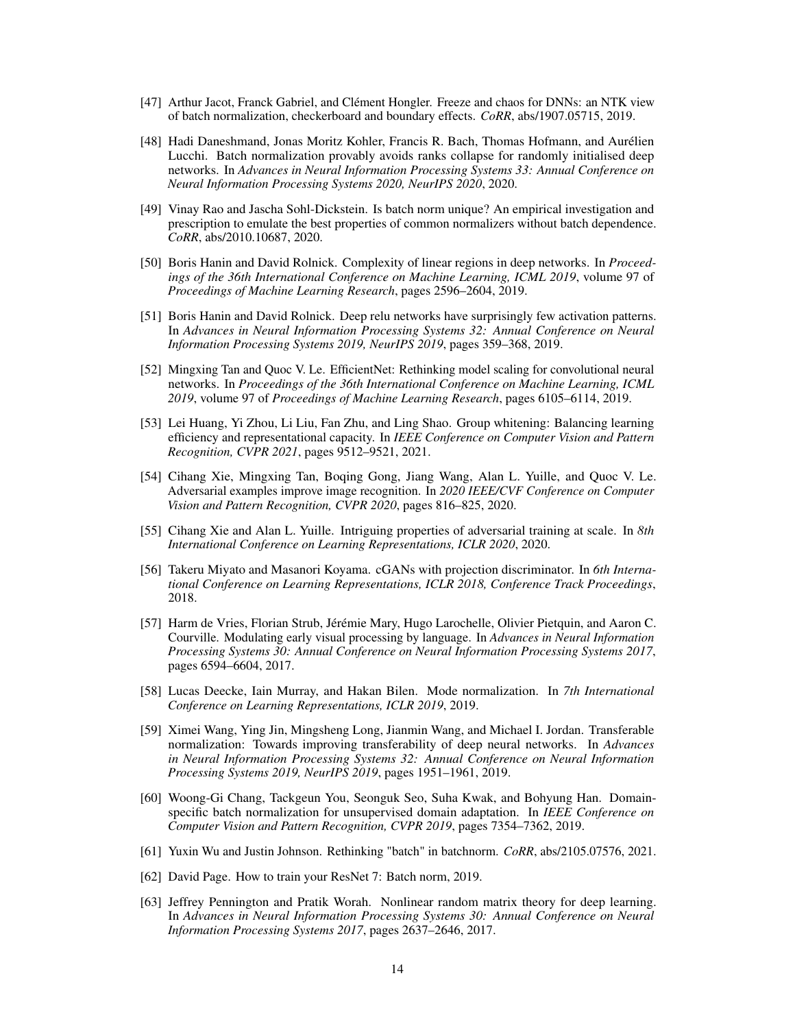[47] Arthur Jacot, Franck Gabriel, and Clément Hongler. Freeze and chaos for DNNs: an NTK view of batch normalization, checkerboard and boundary effects. *CoRR*, abs/1907.05715, 2019.

[48] Hadi Daneshmand, Jonas Moritz Kohler, Francis R. Bach, Thomas Hofmann, and Aurélien Lucchi. Batch normalization provably avoids ranks collapse for randomly initialised deep networks. In *Advances in Neural Information Processing Systems 33: Annual Conference on Neural Information Processing Systems 2020, NeurIPS 2020*, 2020.

[49] Vinay Rao and Jascha Sohl-Dickstein. Is batch norm unique? An empirical investigation and prescription to emulate the best properties of common normalizers without batch dependence. *CoRR*, abs/2010.10687, 2020.

[50] Boris Hanin and David Rolnick. Complexity of linear regions in deep networks. In *Proceedings of the 36th International Conference on Machine Learning, ICML 2019*, volume 97 of *Proceedings of Machine Learning Research*, pages 2596–2604, 2019.

[51] Boris Hanin and David Rolnick. Deep relu networks have surprisingly few activation patterns. In *Advances in Neural Information Processing Systems 32: Annual Conference on Neural Information Processing Systems 2019, NeurIPS 2019*, pages 359–368, 2019.

[52] Mingxing Tan and Quoc V. Le. EfficientNet: Rethinking model scaling for convolutional neural networks. In *Proceedings of the 36th International Conference on Machine Learning, ICML 2019*, volume 97 of *Proceedings of Machine Learning Research*, pages 6105–6114, 2019.

[53] Lei Huang, Yi Zhou, Li Liu, Fan Zhu, and Ling Shao. Group whitening: Balancing learning efficiency and representational capacity. In *IEEE Conference on Computer Vision and Pattern Recognition, CVPR 2021*, pages 9512–9521, 2021.

[54] Cihang Xie, Mingxing Tan, Boqing Gong, Jiang Wang, Alan L. Yuille, and Quoc V. Le. Adversarial examples improve image recognition. In *2020 IEEE/CVF Conference on Computer Vision and Pattern Recognition, CVPR 2020*, pages 816–825, 2020.

[55] Cihang Xie and Alan L. Yuille. Intriguing properties of adversarial training at scale. In *8th International Conference on Learning Representations, ICLR 2020*, 2020.

[56] Takeru Miyato and Masanori Koyama. cGANs with projection discriminator. In *6th International Conference on Learning Representations, ICLR 2018, Conference Track Proceedings*, 2018.

[57] Harm de Vries, Florian Strub, Jérémie Mary, Hugo Larochelle, Olivier Pietquin, and Aaron C. Courville. Modulating early visual processing by language. In *Advances in Neural Information Processing Systems 30: Annual Conference on Neural Information Processing Systems 2017*, pages 6594–6604, 2017.

[58] Lucas Deecke, Iain Murray, and Hakan Bilen. Mode normalization. In *7th International Conference on Learning Representations, ICLR 2019*, 2019.

[59] Ximei Wang, Ying Jin, Mingsheng Long, Jianmin Wang, and Michael I. Jordan. Transferable normalization: Towards improving transferability of deep neural networks. In *Advances in Neural Information Processing Systems 32: Annual Conference on Neural Information Processing Systems 2019, NeurIPS 2019*, pages 1951–1961, 2019.

[60] Woong-Gi Chang, Tackgeun You, Seonguk Seo, Suha Kwak, and Bohyung Han. Domain-specific batch normalization for unsupervised domain adaptation. In *IEEE Conference on Computer Vision and Pattern Recognition, CVPR 2019*, pages 7354–7362, 2019.

[61] Yuxin Wu and Justin Johnson. Rethinking "batch" in batchnorm. *CoRR*, abs/2105.07576, 2021.

[62] David Page. How to train your ResNet 7: Batch norm, 2019.

[63] Jeffrey Pennington and Pratik Worah. Nonlinear random matrix theory for deep learning. In *Advances in Neural Information Processing Systems 30: Annual Conference on Neural Information Processing Systems 2017*, pages 2637–2646, 2017.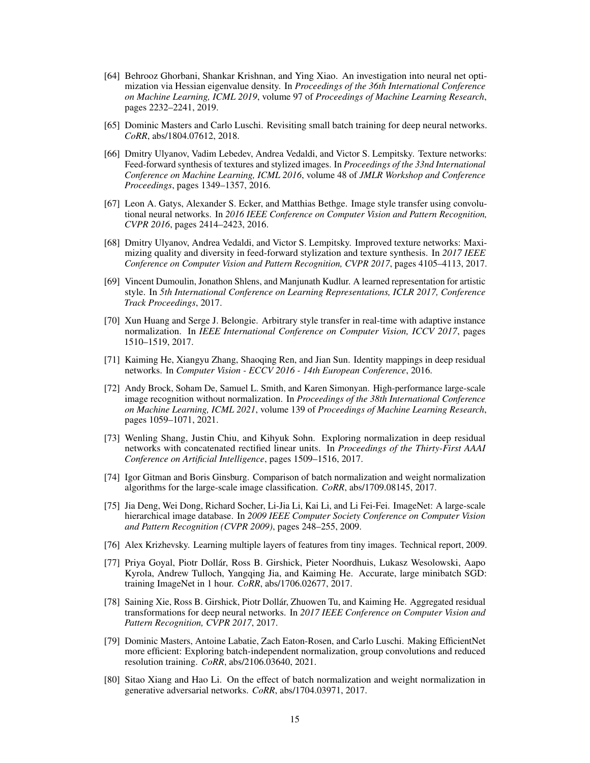[64] Behrooz Ghorbani, Shankar Krishnan, and Ying Xiao. An investigation into neural net optimization via Hessian eigenvalue density. In *Proceedings of the 36th International Conference on Machine Learning, ICML 2019*, volume 97 of *Proceedings of Machine Learning Research*, pages 2232–2241, 2019.

[65] Dominic Masters and Carlo Luschi. Revisiting small batch training for deep neural networks. *CoRR*, abs/1804.07612, 2018.

[66] Dmitry Ulyanov, Vadim Lebedev, Andrea Vedaldi, and Victor S. Lempitsky. Texture networks: Feed-forward synthesis of textures and stylized images. In *Proceedings of the 33nd International Conference on Machine Learning, ICML 2016*, volume 48 of *JMLR Workshop and Conference Proceedings*, pages 1349–1357, 2016.

[67] Leon A. Gatys, Alexander S. Ecker, and Matthias Bethge. Image style transfer using convolutional neural networks. In *2016 IEEE Conference on Computer Vision and Pattern Recognition, CVPR 2016*, pages 2414–2423, 2016.

[68] Dmitry Ulyanov, Andrea Vedaldi, and Victor S. Lempitsky. Improved texture networks: Maximizing quality and diversity in feed-forward stylization and texture synthesis. In *2017 IEEE Conference on Computer Vision and Pattern Recognition, CVPR 2017*, pages 4105–4113, 2017.

[69] Vincent Dumoulin, Jonathon Shlens, and Manjunath Kudlur. A learned representation for artistic style. In *5th International Conference on Learning Representations, ICLR 2017, Conference Track Proceedings*, 2017.

[70] Xun Huang and Serge J. Belongie. Arbitrary style transfer in real-time with adaptive instance normalization. In *IEEE International Conference on Computer Vision, ICCV 2017*, pages 1510–1519, 2017.

[71] Kaiming He, Xiangyu Zhang, Shaoqing Ren, and Jian Sun. Identity mappings in deep residual networks. In *Computer Vision - ECCV 2016 - 14th European Conference*, 2016.

[72] Andy Brock, Soham De, Samuel L. Smith, and Karen Simonyan. High-performance large-scale image recognition without normalization. In *Proceedings of the 38th International Conference on Machine Learning, ICML 2021*, volume 139 of *Proceedings of Machine Learning Research*, pages 1059–1071, 2021.

[73] Wenling Shang, Justin Chiu, and Kihyuk Sohn. Exploring normalization in deep residual networks with concatenated rectified linear units. In *Proceedings of the Thirty-First AAAI Conference on Artificial Intelligence*, pages 1509–1516, 2017.

[74] Igor Gitman and Boris Ginsburg. Comparison of batch normalization and weight normalization algorithms for the large-scale image classification. *CoRR*, abs/1709.08145, 2017.

[75] Jia Deng, Wei Dong, Richard Socher, Li-Jia Li, Kai Li, and Li Fei-Fei. ImageNet: A large-scale hierarchical image database. In *2009 IEEE Computer Society Conference on Computer Vision and Pattern Recognition (CVPR 2009)*, pages 248–255, 2009.

[76] Alex Krizhevsky. Learning multiple layers of features from tiny images. Technical report, 2009.

[77] Priya Goyal, Piotr Dollár, Ross B. Girshick, Pieter Noordhuis, Lukasz Wesolowski, Aapo Kyrola, Andrew Tulloch, Yangqing Jia, and Kaiming He. Accurate, large minibatch SGD: training ImageNet in 1 hour. *CoRR*, abs/1706.02677, 2017.

[78] Saining Xie, Ross B. Girshick, Piotr Dollár, Zhuowen Tu, and Kaiming He. Aggregated residual transformations for deep neural networks. In *2017 IEEE Conference on Computer Vision and Pattern Recognition, CVPR 2017*, 2017.

[79] Dominic Masters, Antoine Labatie, Zach Eaton-Rosen, and Carlo Luschi. Making EfficientNet more efficient: Exploring batch-independent normalization, group convolutions and reduced resolution training. *CoRR*, abs/2106.03640, 2021.

[80] Sitao Xiang and Hao Li. On the effect of batch normalization and weight normalization in generative adversarial networks. *CoRR*, abs/1704.03971, 2017.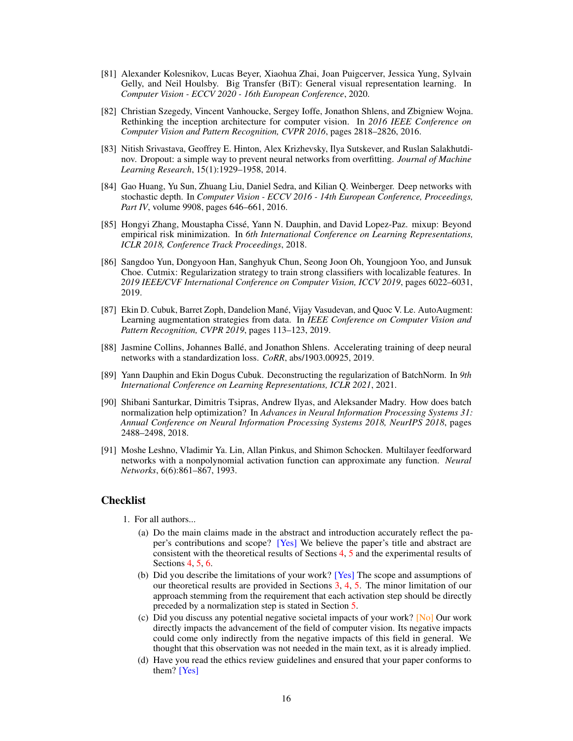[81] Alexander Kolesnikov, Lucas Beyer, Xiaohua Zhai, Joan Puigcerver, Jessica Yung, Sylvain Gelly, and Neil Houlsby. Big Transfer (BiT): General visual representation learning. In *Computer Vision - ECCV 2020 - 16th European Conference*, 2020.

[82] Christian Szegedy, Vincent Vanhoucke, Sergey Ioffe, Jonathon Shlens, and Zbigniew Wojna. Rethinking the inception architecture for computer vision. In *2016 IEEE Conference on Computer Vision and Pattern Recognition, CVPR 2016*, pages 2818–2826, 2016.

[83] Nitish Srivastava, Geoffrey E. Hinton, Alex Krizhevsky, Ilya Sutskever, and Ruslan Salakhutdinov. Dropout: a simple way to prevent neural networks from overfitting. *Journal of Machine Learning Research*, 15(1):1929–1958, 2014.

[84] Gao Huang, Yu Sun, Zhuang Liu, Daniel Sedra, and Kilian Q. Weinberger. Deep networks with stochastic depth. In *Computer Vision - ECCV 2016 - 14th European Conference, Proceedings, Part IV*, volume 9908, pages 646–661, 2016.

[85] Hongyi Zhang, Moustapha Cissé, Yann N. Dauphin, and David Lopez-Paz. mixup: Beyond empirical risk minimization. In *6th International Conference on Learning Representations, ICLR 2018, Conference Track Proceedings*, 2018.

[86] Sangdoo Yun, Dongyoon Han, Sanghyuk Chun, Seong Joon Oh, Youngjoon Yoo, and Junsuk Choe. Cutmix: Regularization strategy to train strong classifiers with localizable features. In *2019 IEEE/CVF International Conference on Computer Vision, ICCV 2019*, pages 6022–6031, 2019.

[87] Ekin D. Cubuk, Barret Zoph, Dandelion Mané, Vijay Vasudevan, and Quoc V. Le. AutoAugment: Learning augmentation strategies from data. In *IEEE Conference on Computer Vision and Pattern Recognition, CVPR 2019*, pages 113–123, 2019.

[88] Jasmine Collins, Johannes Ballé, and Jonathon Shlens. Accelerating training of deep neural networks with a standardization loss. *CoRR*, abs/1903.00925, 2019.

[89] Yann Dauphin and Ekin Dogus Cubuk. Deconstructing the regularization of BatchNorm. In *9th International Conference on Learning Representations, ICLR 2021*, 2021.

[90] Shibani Santurkar, Dimitris Tsipras, Andrew Ilyas, and Aleksander Madry. How does batch normalization help optimization? In *Advances in Neural Information Processing Systems 31: Annual Conference on Neural Information Processing Systems 2018, NeurIPS 2018*, pages 2488–2498, 2018.

[91] Moshe Leshno, Vladimir Ya. Lin, Allan Pinkus, and Shimon Schocken. Multilayer feedforward networks with a nonpolynomial activation function can approximate any function. *Neural Networks*, 6(6):861–867, 1993.

## Checklist

1. For all authors...
   (a) Do the main claims made in the abstract and introduction accurately reflect the paper's contributions and scope? [Yes] We believe the paper's title and abstract are consistent with the theoretical results of Sections 4, 5 and the experimental results of Sections 4, 5, 6.
   (b) Did you describe the limitations of your work? [Yes] The scope and assumptions of our theoretical results are provided in Sections 3, 4, 5. The minor limitation of our approach stemming from the requirement that each activation step should be directly preceded by a normalization step is stated in Section 5.
   (c) Did you discuss any potential negative societal impacts of your work? [No] Our work directly impacts the advancement of the field of computer vision. Its negative impacts could come only indirectly from the negative impacts of this field in general. We thought that this observation was not needed in the main text, as it is already implied.
   (d) Have you read the ethics review guidelines and ensured that your paper conforms to them? [Yes]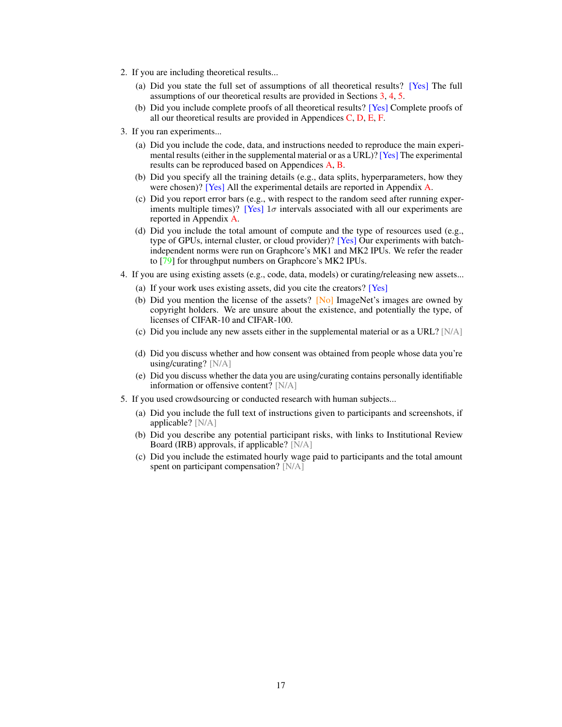2. If you are including theoretical results...
   (a) Did you state the full set of assumptions of all theoretical results? [Yes] The full assumptions of our theoretical results are provided in Sections 3, 4, 5.
   (b) Did you include complete proofs of all theoretical results? [Yes] Complete proofs of all our theoretical results are provided in Appendices C, D, E, F.
3. If you ran experiments...
   (a) Did you include the code, data, and instructions needed to reproduce the main experimental results (either in the supplemental material or as a URL)? [Yes] The experimental results can be reproduced based on Appendices A, B.
   (b) Did you specify all the training details (e.g., data splits, hyperparameters, how they were chosen)? [Yes] All the experimental details are reported in Appendix A.
   (c) Did you report error bars (e.g., with respect to the random seed after running experiments multiple times)? [Yes] $1\sigma$ intervals associated with all our experiments are reported in Appendix A.
   (d) Did you include the total amount of compute and the type of resources used (e.g., type of GPUs, internal cluster, or cloud provider)? [Yes] Our experiments with batch-independent norms were run on Graphcore's MK1 and MK2 IPUs. We refer the reader to [79] for throughput numbers on Graphcore's MK2 IPUs.
4. If you are using existing assets (e.g., code, data, models) or curating/releasing new assets...
   (a) If your work uses existing assets, did you cite the creators? [Yes]
   (b) Did you mention the license of the assets? [No] ImageNet's images are owned by copyright holders. We are unsure about the existence, and potentially the type, of licenses of CIFAR-10 and CIFAR-100.
   (c) Did you include any new assets either in the supplemental material or as a URL? [N/A]
   (d) Did you discuss whether and how consent was obtained from people whose data you're using/curating? [N/A]
   (e) Did you discuss whether the data you are using/curating contains personally identifiable information or offensive content? [N/A]
5. If you used crowdsourcing or conducted research with human subjects...
   (a) Did you include the full text of instructions given to participants and screenshots, if applicable? [N/A]
   (b) Did you describe any potential participant risks, with links to Institutional Review Board (IRB) approvals, if applicable? [N/A]
   (c) Did you include the estimated hourly wage paid to participants and the total amount spent on participant compensation? [N/A]